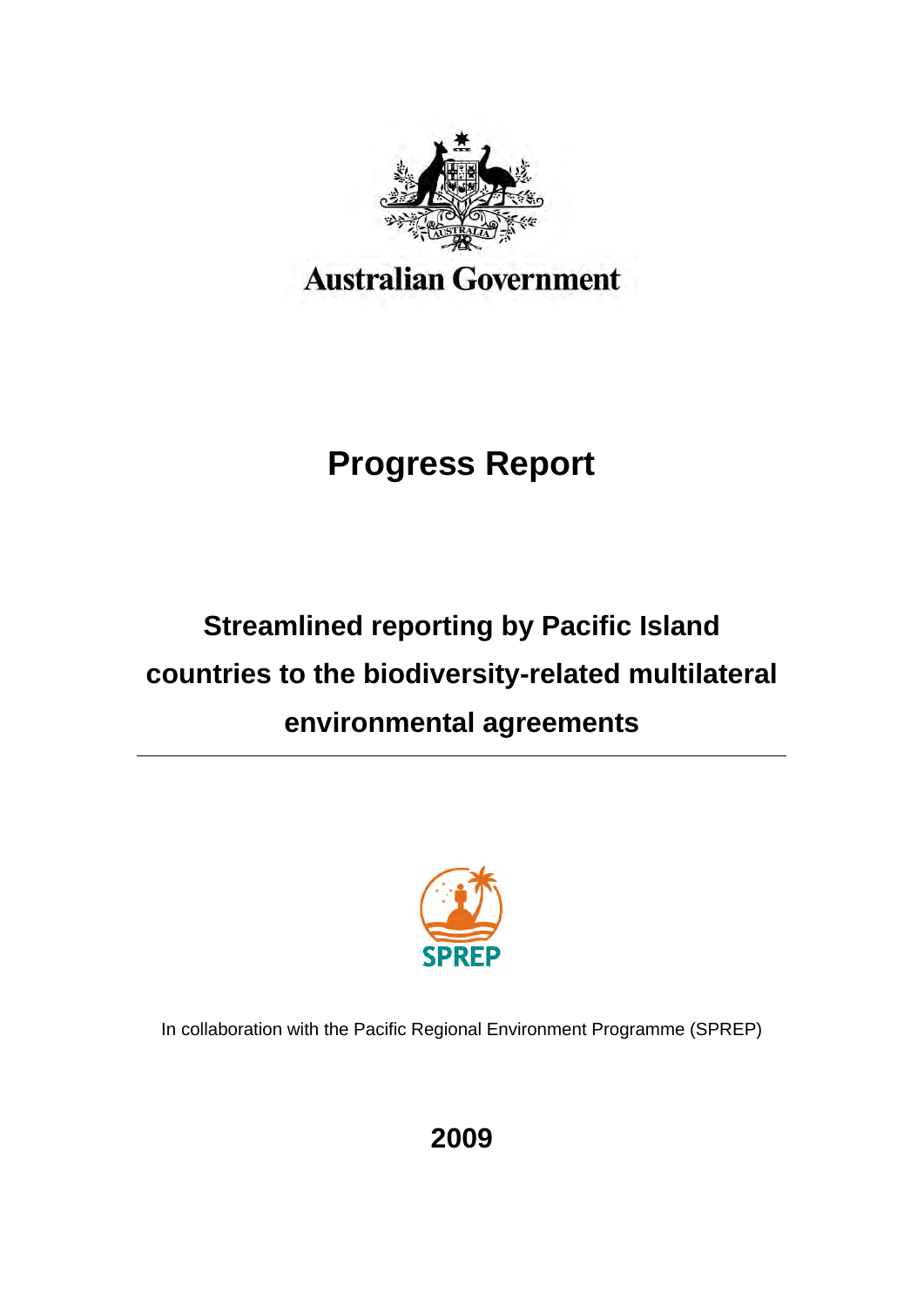Australian Government

# Progress Report

## Streamlined reporting by Pacific Island countries to the biodiversity-related multilateral environmental agreements

SPREP

In collaboration with the Pacific Regional Environment Programme (SPREP)

**2009**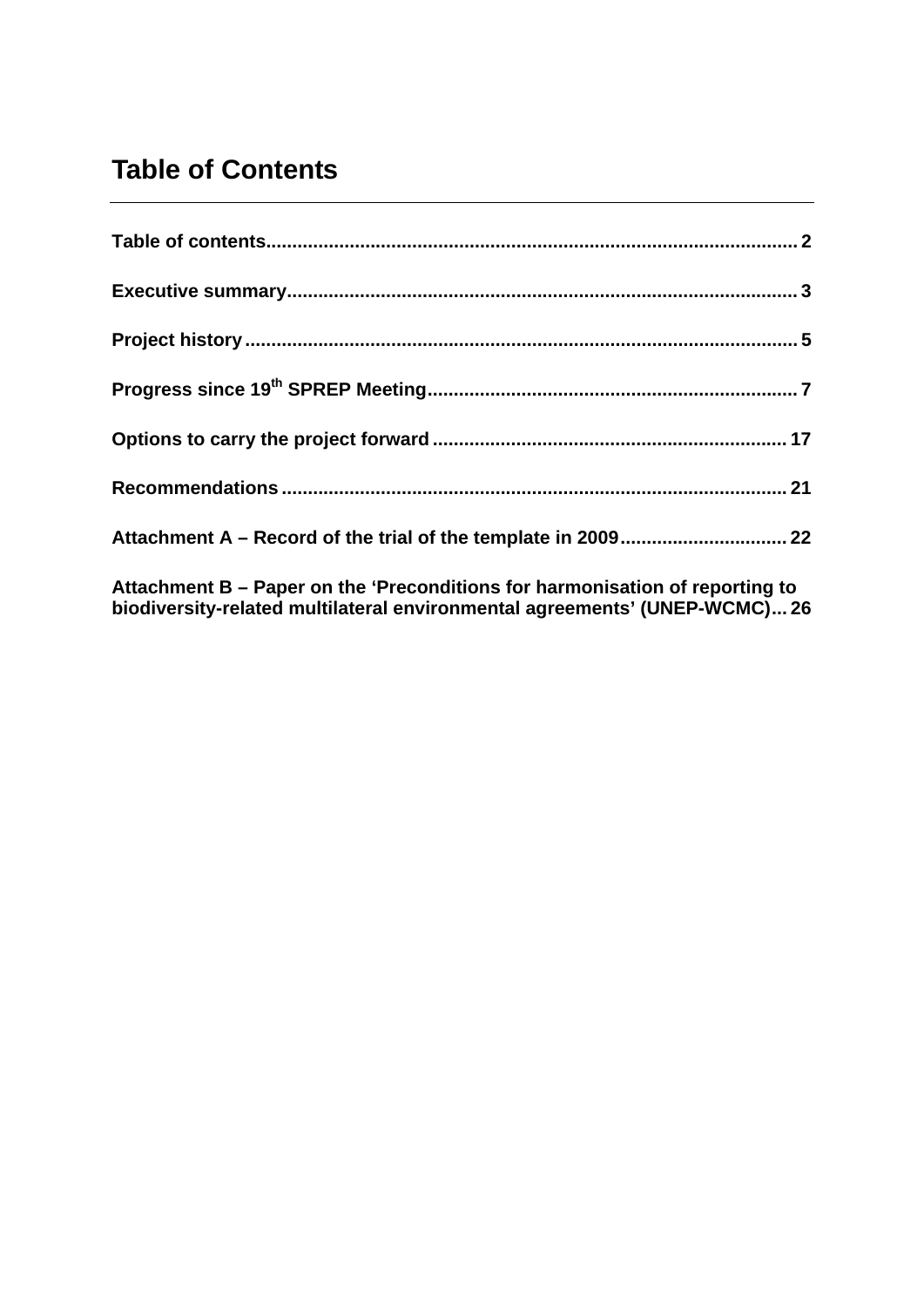# Table of Contents

**Table of contents** .......... 2

**Executive summary** .......... 3

**Project history** .......... 5

**Progress since 19th SPREP Meeting** .......... 7

**Options to carry the project forward** .......... 17

**Recommendations** .......... 21

**Attachment A – Record of the trial of the template in 2009** .......... 22

**Attachment B – Paper on the 'Preconditions for harmonisation of reporting to biodiversity-related multilateral environmental agreements' (UNEP-WCMC)** ... 26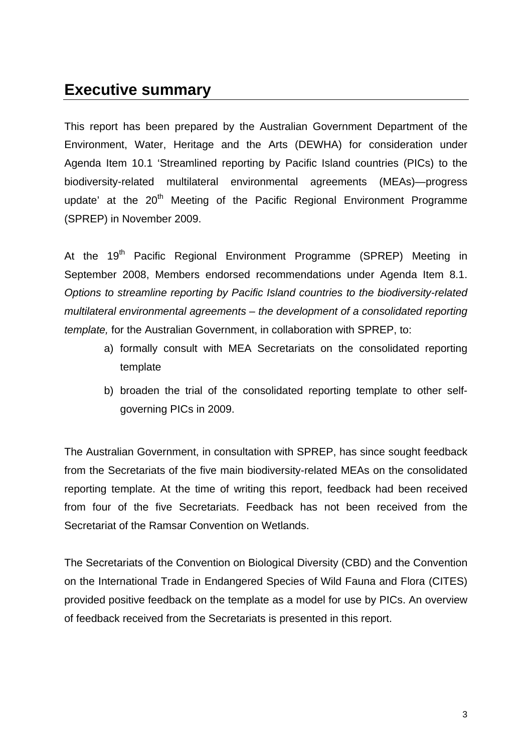# Executive summary

This report has been prepared by the Australian Government Department of the Environment, Water, Heritage and the Arts (DEWHA) for consideration under Agenda Item 10.1 'Streamlined reporting by Pacific Island countries (PICs) to the biodiversity-related multilateral environmental agreements (MEAs)—progress update' at the 20th Meeting of the Pacific Regional Environment Programme (SPREP) in November 2009.

At the 19th Pacific Regional Environment Programme (SPREP) Meeting in September 2008, Members endorsed recommendations under Agenda Item 8.1. *Options to streamline reporting by Pacific Island countries to the biodiversity-related multilateral environmental agreements – the development of a consolidated reporting template,* for the Australian Government, in collaboration with SPREP, to:

a) formally consult with MEA Secretariats on the consolidated reporting template
b) broaden the trial of the consolidated reporting template to other self-governing PICs in 2009.

The Australian Government, in consultation with SPREP, has since sought feedback from the Secretariats of the five main biodiversity-related MEAs on the consolidated reporting template. At the time of writing this report, feedback had been received from four of the five Secretariats. Feedback has not been received from the Secretariat of the Ramsar Convention on Wetlands.

The Secretariats of the Convention on Biological Diversity (CBD) and the Convention on the International Trade in Endangered Species of Wild Fauna and Flora (CITES) provided positive feedback on the template as a model for use by PICs. An overview of feedback received from the Secretariats is presented in this report.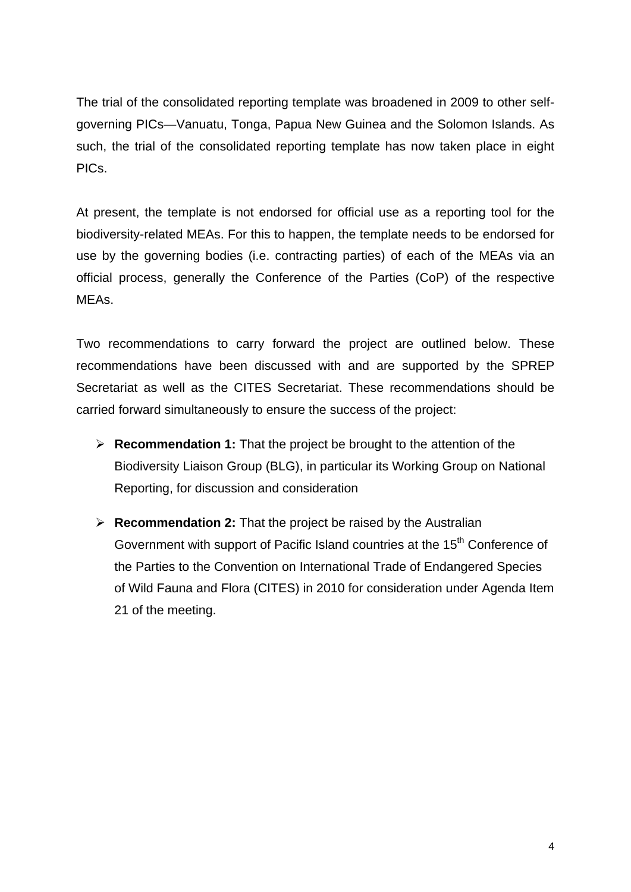The trial of the consolidated reporting template was broadened in 2009 to other self-governing PICs—Vanuatu, Tonga, Papua New Guinea and the Solomon Islands. As such, the trial of the consolidated reporting template has now taken place in eight PICs.

At present, the template is not endorsed for official use as a reporting tool for the biodiversity-related MEAs. For this to happen, the template needs to be endorsed for use by the governing bodies (i.e. contracting parties) of each of the MEAs via an official process, generally the Conference of the Parties (CoP) of the respective MEAs.

Two recommendations to carry forward the project are outlined below. These recommendations have been discussed with and are supported by the SPREP Secretariat as well as the CITES Secretariat. These recommendations should be carried forward simultaneously to ensure the success of the project:

- **Recommendation 1:** That the project be brought to the attention of the Biodiversity Liaison Group (BLG), in particular its Working Group on National Reporting, for discussion and consideration
- **Recommendation 2:** That the project be raised by the Australian Government with support of Pacific Island countries at the 15th Conference of the Parties to the Convention on International Trade of Endangered Species of Wild Fauna and Flora (CITES) in 2010 for consideration under Agenda Item 21 of the meeting.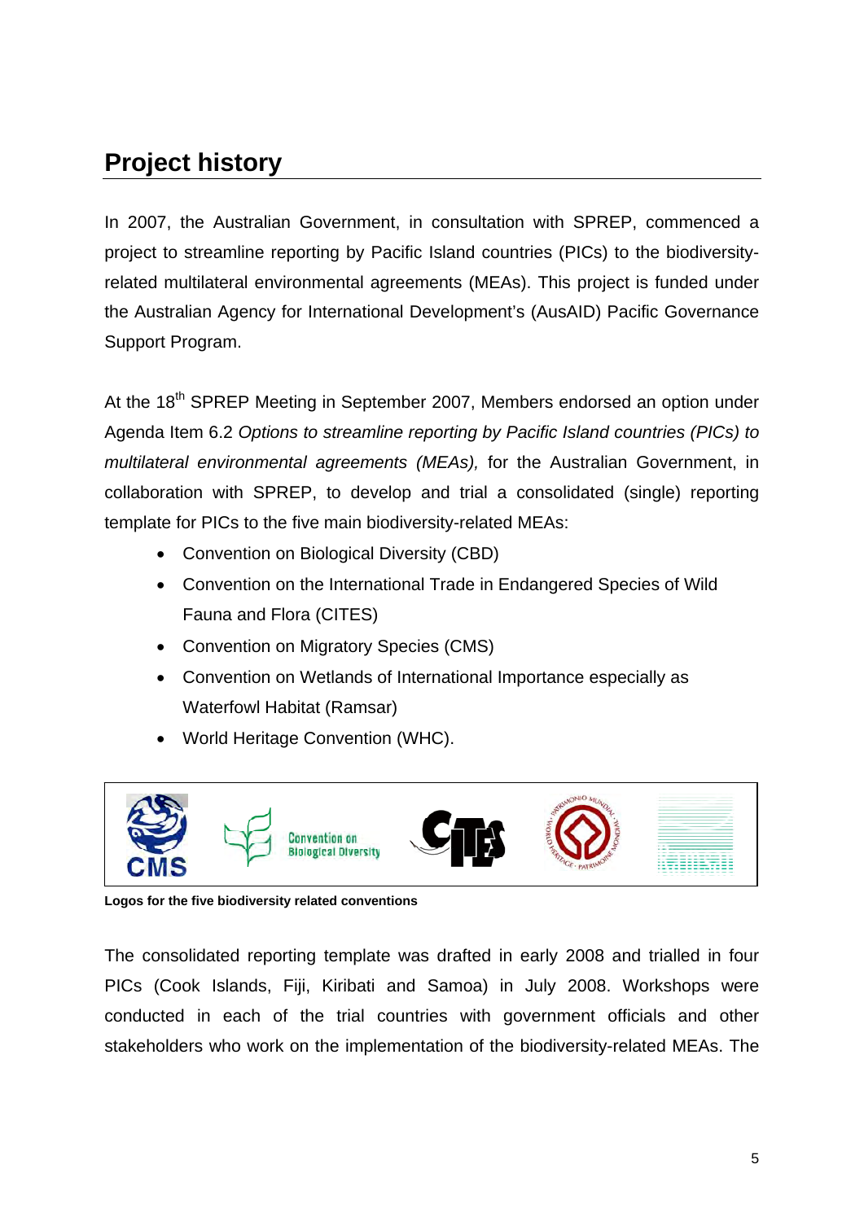## Project history

In 2007, the Australian Government, in consultation with SPREP, commenced a project to streamline reporting by Pacific Island countries (PICs) to the biodiversity-related multilateral environmental agreements (MEAs). This project is funded under the Australian Agency for International Development's (AusAID) Pacific Governance Support Program.

At the 18th SPREP Meeting in September 2007, Members endorsed an option under Agenda Item 6.2 *Options to streamline reporting by Pacific Island countries (PICs) to multilateral environmental agreements (MEAs),* for the Australian Government, in collaboration with SPREP, to develop and trial a consolidated (single) reporting template for PICs to the five main biodiversity-related MEAs:

- Convention on Biological Diversity (CBD)
- Convention on the International Trade in Endangered Species of Wild Fauna and Flora (CITES)
- Convention on Migratory Species (CMS)
- Convention on Wetlands of International Importance especially as Waterfowl Habitat (Ramsar)
- World Heritage Convention (WHC).

**Logos for the five biodiversity related conventions**

The consolidated reporting template was drafted in early 2008 and trialled in four PICs (Cook Islands, Fiji, Kiribati and Samoa) in July 2008. Workshops were conducted in each of the trial countries with government officials and other stakeholders who work on the implementation of the biodiversity-related MEAs. The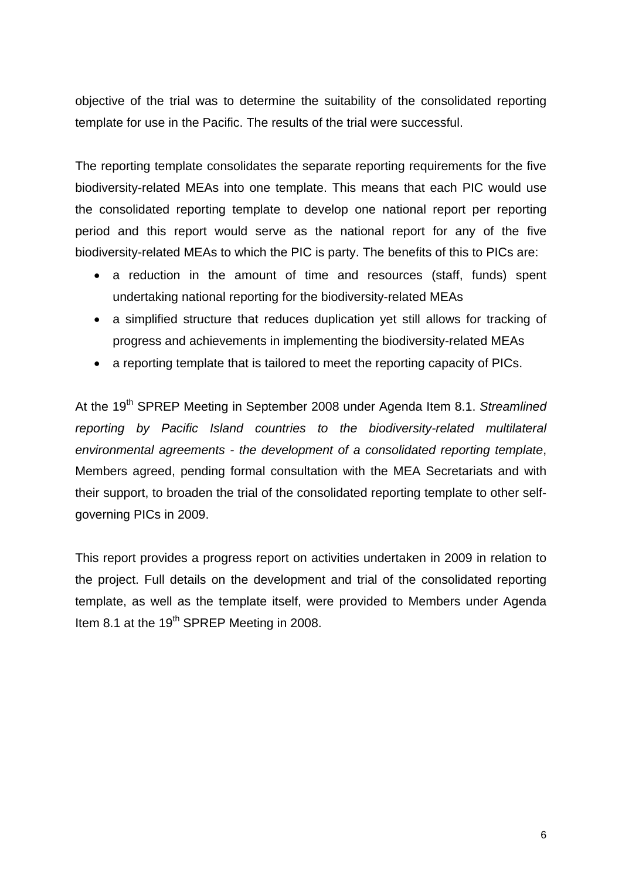objective of the trial was to determine the suitability of the consolidated reporting template for use in the Pacific. The results of the trial were successful.

The reporting template consolidates the separate reporting requirements for the five biodiversity-related MEAs into one template. This means that each PIC would use the consolidated reporting template to develop one national report per reporting period and this report would serve as the national report for any of the five biodiversity-related MEAs to which the PIC is party. The benefits of this to PICs are:

- a reduction in the amount of time and resources (staff, funds) spent undertaking national reporting for the biodiversity-related MEAs
- a simplified structure that reduces duplication yet still allows for tracking of progress and achievements in implementing the biodiversity-related MEAs
- a reporting template that is tailored to meet the reporting capacity of PICs.

At the 19th SPREP Meeting in September 2008 under Agenda Item 8.1. *Streamlined reporting by Pacific Island countries to the biodiversity-related multilateral environmental agreements - the development of a consolidated reporting template*, Members agreed, pending formal consultation with the MEA Secretariats and with their support, to broaden the trial of the consolidated reporting template to other self-governing PICs in 2009.

This report provides a progress report on activities undertaken in 2009 in relation to the project. Full details on the development and trial of the consolidated reporting template, as well as the template itself, were provided to Members under Agenda Item 8.1 at the 19th SPREP Meeting in 2008.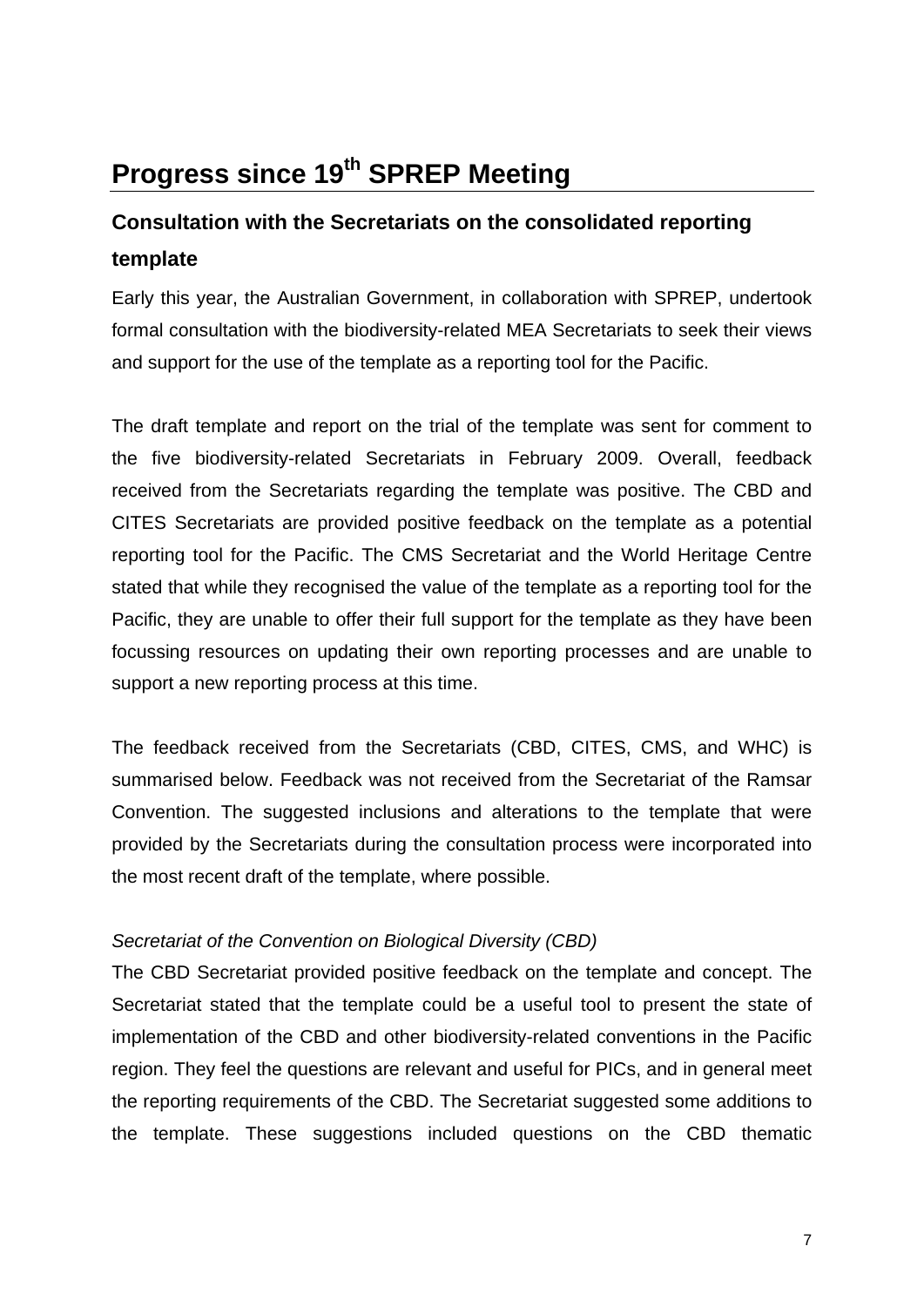# Progress since 19th SPREP Meeting

## Consultation with the Secretariats on the consolidated reporting template

Early this year, the Australian Government, in collaboration with SPREP, undertook formal consultation with the biodiversity-related MEA Secretariats to seek their views and support for the use of the template as a reporting tool for the Pacific.

The draft template and report on the trial of the template was sent for comment to the five biodiversity-related Secretariats in February 2009. Overall, feedback received from the Secretariats regarding the template was positive. The CBD and CITES Secretariats are provided positive feedback on the template as a potential reporting tool for the Pacific. The CMS Secretariat and the World Heritage Centre stated that while they recognised the value of the template as a reporting tool for the Pacific, they are unable to offer their full support for the template as they have been focussing resources on updating their own reporting processes and are unable to support a new reporting process at this time.

The feedback received from the Secretariats (CBD, CITES, CMS, and WHC) is summarised below. Feedback was not received from the Secretariat of the Ramsar Convention. The suggested inclusions and alterations to the template that were provided by the Secretariats during the consultation process were incorporated into the most recent draft of the template, where possible.

*Secretariat of the Convention on Biological Diversity (CBD)*

The CBD Secretariat provided positive feedback on the template and concept. The Secretariat stated that the template could be a useful tool to present the state of implementation of the CBD and other biodiversity-related conventions in the Pacific region. They feel the questions are relevant and useful for PICs, and in general meet the reporting requirements of the CBD. The Secretariat suggested some additions to the template. These suggestions included questions on the CBD thematic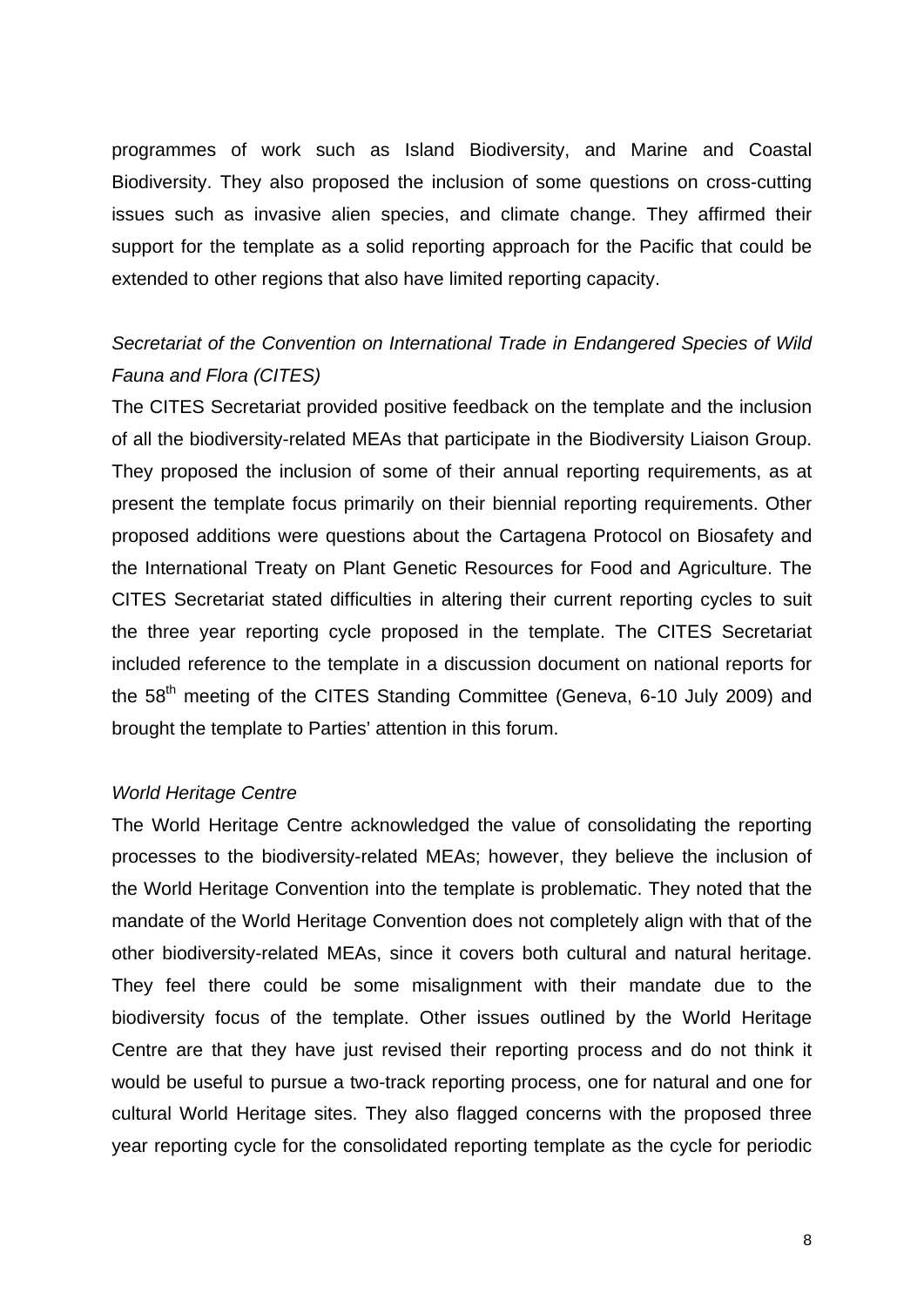programmes of work such as Island Biodiversity, and Marine and Coastal Biodiversity. They also proposed the inclusion of some questions on cross-cutting issues such as invasive alien species, and climate change. They affirmed their support for the template as a solid reporting approach for the Pacific that could be extended to other regions that also have limited reporting capacity.

*Secretariat of the Convention on International Trade in Endangered Species of Wild Fauna and Flora (CITES)*

The CITES Secretariat provided positive feedback on the template and the inclusion of all the biodiversity-related MEAs that participate in the Biodiversity Liaison Group. They proposed the inclusion of some of their annual reporting requirements, as at present the template focus primarily on their biennial reporting requirements. Other proposed additions were questions about the Cartagena Protocol on Biosafety and the International Treaty on Plant Genetic Resources for Food and Agriculture. The CITES Secretariat stated difficulties in altering their current reporting cycles to suit the three year reporting cycle proposed in the template. The CITES Secretariat included reference to the template in a discussion document on national reports for the 58th meeting of the CITES Standing Committee (Geneva, 6-10 July 2009) and brought the template to Parties' attention in this forum.

*World Heritage Centre*

The World Heritage Centre acknowledged the value of consolidating the reporting processes to the biodiversity-related MEAs; however, they believe the inclusion of the World Heritage Convention into the template is problematic. They noted that the mandate of the World Heritage Convention does not completely align with that of the other biodiversity-related MEAs, since it covers both cultural and natural heritage. They feel there could be some misalignment with their mandate due to the biodiversity focus of the template. Other issues outlined by the World Heritage Centre are that they have just revised their reporting process and do not think it would be useful to pursue a two-track reporting process, one for natural and one for cultural World Heritage sites. They also flagged concerns with the proposed three year reporting cycle for the consolidated reporting template as the cycle for periodic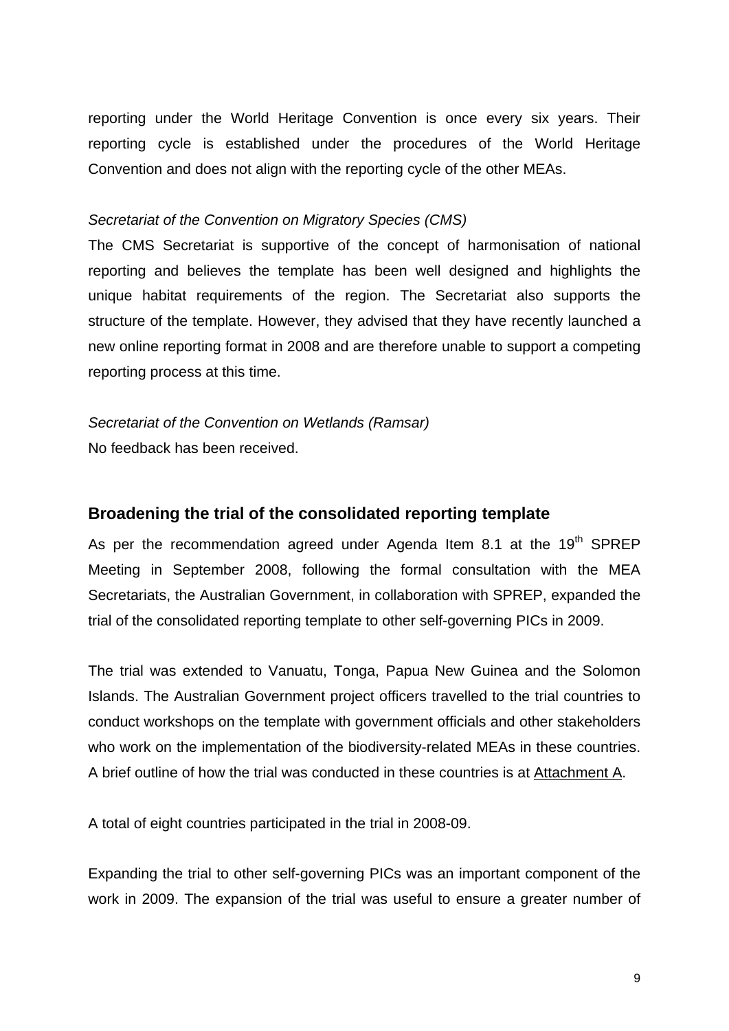reporting under the World Heritage Convention is once every six years. Their reporting cycle is established under the procedures of the World Heritage Convention and does not align with the reporting cycle of the other MEAs.

*Secretariat of the Convention on Migratory Species (CMS)*

The CMS Secretariat is supportive of the concept of harmonisation of national reporting and believes the template has been well designed and highlights the unique habitat requirements of the region. The Secretariat also supports the structure of the template. However, they advised that they have recently launched a new online reporting format in 2008 and are therefore unable to support a competing reporting process at this time.

*Secretariat of the Convention on Wetlands (Ramsar)*

No feedback has been received.

## Broadening the trial of the consolidated reporting template

As per the recommendation agreed under Agenda Item 8.1 at the 19th SPREP Meeting in September 2008, following the formal consultation with the MEA Secretariats, the Australian Government, in collaboration with SPREP, expanded the trial of the consolidated reporting template to other self-governing PICs in 2009.

The trial was extended to Vanuatu, Tonga, Papua New Guinea and the Solomon Islands. The Australian Government project officers travelled to the trial countries to conduct workshops on the template with government officials and other stakeholders who work on the implementation of the biodiversity-related MEAs in these countries. A brief outline of how the trial was conducted in these countries is at Attachment A.

A total of eight countries participated in the trial in 2008-09.

Expanding the trial to other self-governing PICs was an important component of the work in 2009. The expansion of the trial was useful to ensure a greater number of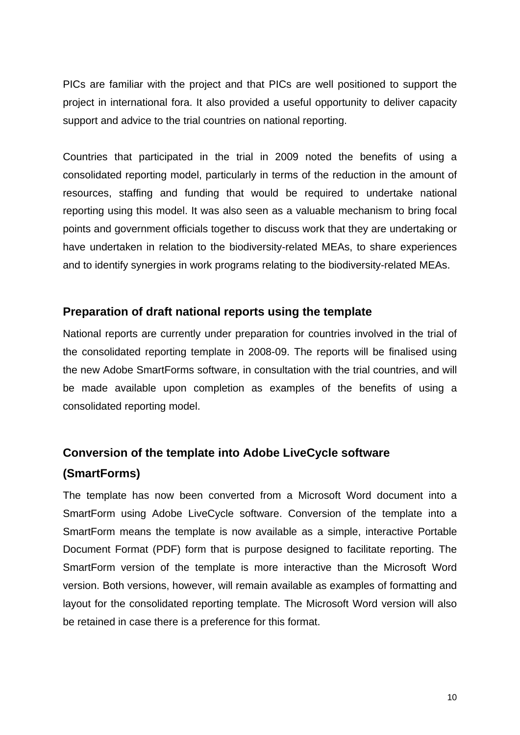PICs are familiar with the project and that PICs are well positioned to support the project in international fora. It also provided a useful opportunity to deliver capacity support and advice to the trial countries on national reporting.

Countries that participated in the trial in 2009 noted the benefits of using a consolidated reporting model, particularly in terms of the reduction in the amount of resources, staffing and funding that would be required to undertake national reporting using this model. It was also seen as a valuable mechanism to bring focal points and government officials together to discuss work that they are undertaking or have undertaken in relation to the biodiversity-related MEAs, to share experiences and to identify synergies in work programs relating to the biodiversity-related MEAs.

### Preparation of draft national reports using the template

National reports are currently under preparation for countries involved in the trial of the consolidated reporting template in 2008-09. The reports will be finalised using the new Adobe SmartForms software, in consultation with the trial countries, and will be made available upon completion as examples of the benefits of using a consolidated reporting model.

### Conversion of the template into Adobe LiveCycle software (SmartForms)

The template has now been converted from a Microsoft Word document into a SmartForm using Adobe LiveCycle software. Conversion of the template into a SmartForm means the template is now available as a simple, interactive Portable Document Format (PDF) form that is purpose designed to facilitate reporting. The SmartForm version of the template is more interactive than the Microsoft Word version. Both versions, however, will remain available as examples of formatting and layout for the consolidated reporting template. The Microsoft Word version will also be retained in case there is a preference for this format.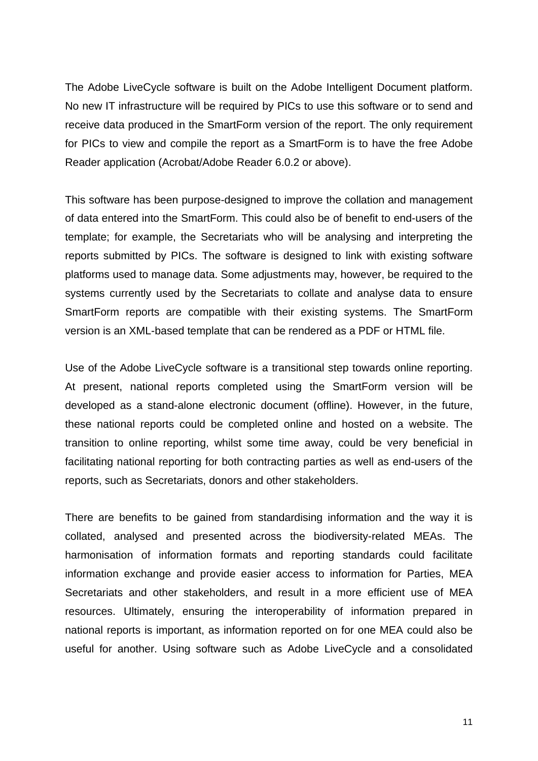The Adobe LiveCycle software is built on the Adobe Intelligent Document platform. No new IT infrastructure will be required by PICs to use this software or to send and receive data produced in the SmartForm version of the report. The only requirement for PICs to view and compile the report as a SmartForm is to have the free Adobe Reader application (Acrobat/Adobe Reader 6.0.2 or above).

This software has been purpose-designed to improve the collation and management of data entered into the SmartForm. This could also be of benefit to end-users of the template; for example, the Secretariats who will be analysing and interpreting the reports submitted by PICs. The software is designed to link with existing software platforms used to manage data. Some adjustments may, however, be required to the systems currently used by the Secretariats to collate and analyse data to ensure SmartForm reports are compatible with their existing systems. The SmartForm version is an XML-based template that can be rendered as a PDF or HTML file.

Use of the Adobe LiveCycle software is a transitional step towards online reporting. At present, national reports completed using the SmartForm version will be developed as a stand-alone electronic document (offline). However, in the future, these national reports could be completed online and hosted on a website. The transition to online reporting, whilst some time away, could be very beneficial in facilitating national reporting for both contracting parties as well as end-users of the reports, such as Secretariats, donors and other stakeholders.

There are benefits to be gained from standardising information and the way it is collated, analysed and presented across the biodiversity-related MEAs. The harmonisation of information formats and reporting standards could facilitate information exchange and provide easier access to information for Parties, MEA Secretariats and other stakeholders, and result in a more efficient use of MEA resources. Ultimately, ensuring the interoperability of information prepared in national reports is important, as information reported on for one MEA could also be useful for another. Using software such as Adobe LiveCycle and a consolidated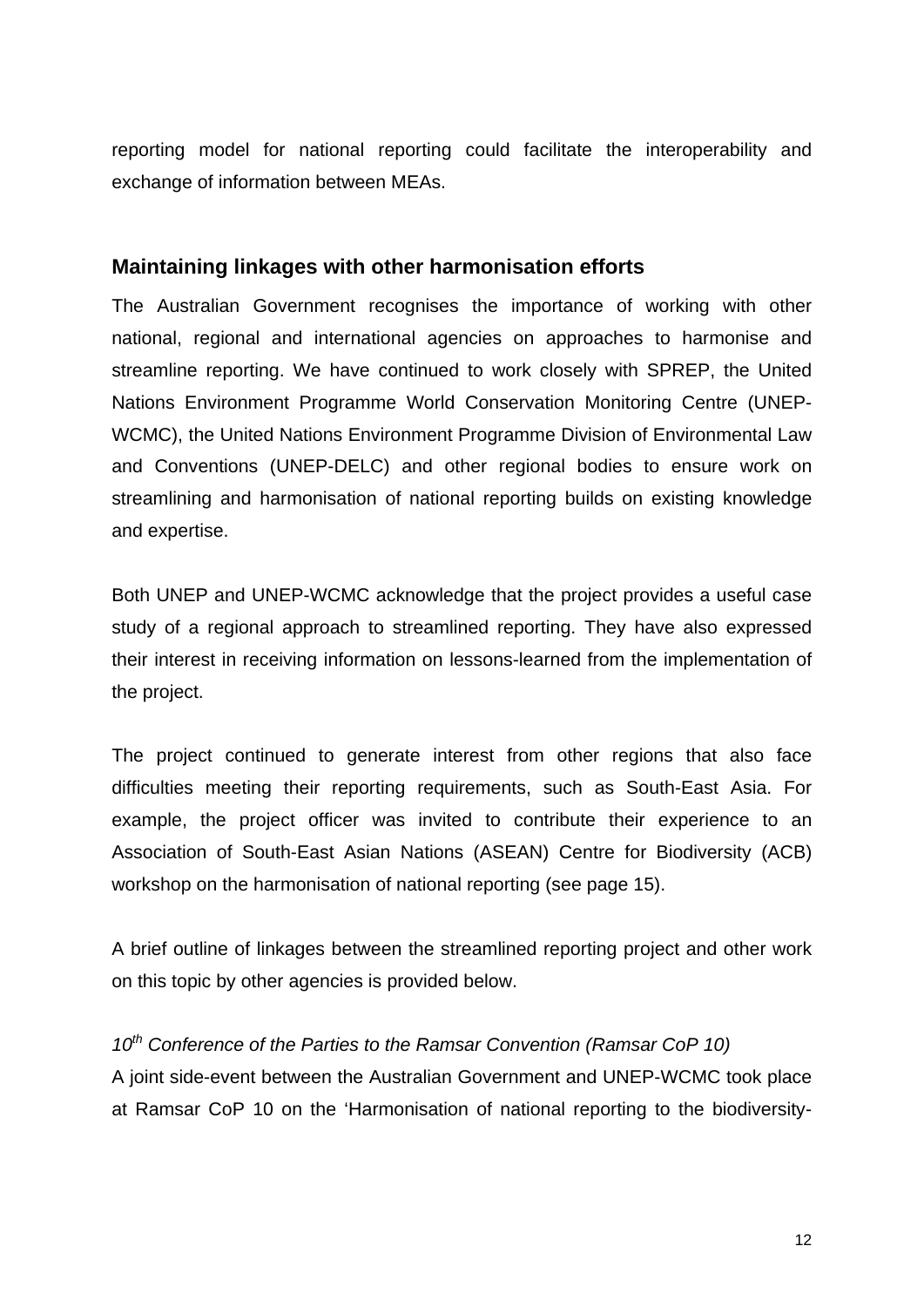reporting model for national reporting could facilitate the interoperability and exchange of information between MEAs.

## Maintaining linkages with other harmonisation efforts

The Australian Government recognises the importance of working with other national, regional and international agencies on approaches to harmonise and streamline reporting. We have continued to work closely with SPREP, the United Nations Environment Programme World Conservation Monitoring Centre (UNEP-WCMC), the United Nations Environment Programme Division of Environmental Law and Conventions (UNEP-DELC) and other regional bodies to ensure work on streamlining and harmonisation of national reporting builds on existing knowledge and expertise.

Both UNEP and UNEP-WCMC acknowledge that the project provides a useful case study of a regional approach to streamlined reporting. They have also expressed their interest in receiving information on lessons-learned from the implementation of the project.

The project continued to generate interest from other regions that also face difficulties meeting their reporting requirements, such as South-East Asia. For example, the project officer was invited to contribute their experience to an Association of South-East Asian Nations (ASEAN) Centre for Biodiversity (ACB) workshop on the harmonisation of national reporting (see page 15).

A brief outline of linkages between the streamlined reporting project and other work on this topic by other agencies is provided below.

*10th Conference of the Parties to the Ramsar Convention (Ramsar CoP 10)*

A joint side-event between the Australian Government and UNEP-WCMC took place at Ramsar CoP 10 on the 'Harmonisation of national reporting to the biodiversity-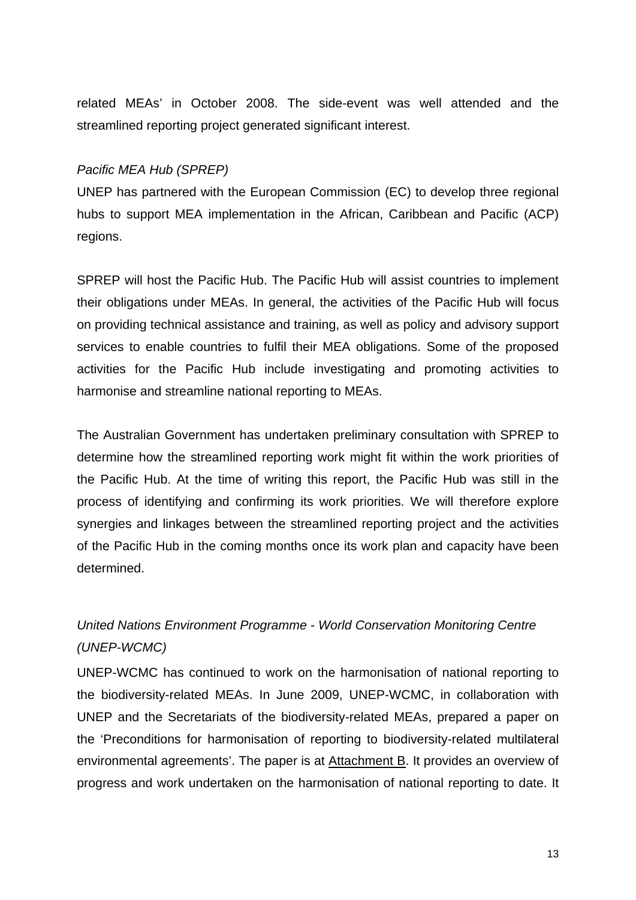related MEAs' in October 2008. The side-event was well attended and the streamlined reporting project generated significant interest.

*Pacific MEA Hub (SPREP)*

UNEP has partnered with the European Commission (EC) to develop three regional hubs to support MEA implementation in the African, Caribbean and Pacific (ACP) regions.

SPREP will host the Pacific Hub. The Pacific Hub will assist countries to implement their obligations under MEAs. In general, the activities of the Pacific Hub will focus on providing technical assistance and training, as well as policy and advisory support services to enable countries to fulfil their MEA obligations. Some of the proposed activities for the Pacific Hub include investigating and promoting activities to harmonise and streamline national reporting to MEAs.

The Australian Government has undertaken preliminary consultation with SPREP to determine how the streamlined reporting work might fit within the work priorities of the Pacific Hub. At the time of writing this report, the Pacific Hub was still in the process of identifying and confirming its work priorities. We will therefore explore synergies and linkages between the streamlined reporting project and the activities of the Pacific Hub in the coming months once its work plan and capacity have been determined.

*United Nations Environment Programme - World Conservation Monitoring Centre (UNEP-WCMC)*

UNEP-WCMC has continued to work on the harmonisation of national reporting to the biodiversity-related MEAs. In June 2009, UNEP-WCMC, in collaboration with UNEP and the Secretariats of the biodiversity-related MEAs, prepared a paper on the 'Preconditions for harmonisation of reporting to biodiversity-related multilateral environmental agreements'. The paper is at Attachment B. It provides an overview of progress and work undertaken on the harmonisation of national reporting to date. It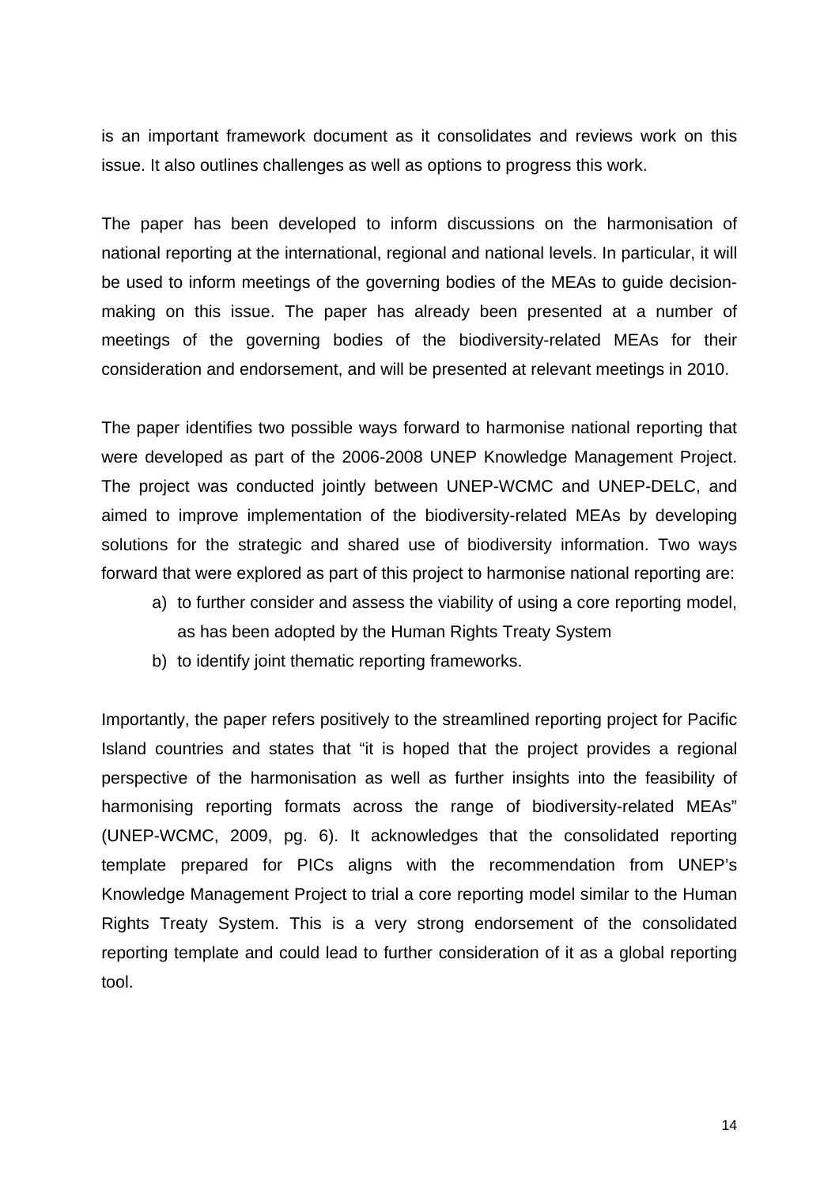is an important framework document as it consolidates and reviews work on this issue. It also outlines challenges as well as options to progress this work.

The paper has been developed to inform discussions on the harmonisation of national reporting at the international, regional and national levels. In particular, it will be used to inform meetings of the governing bodies of the MEAs to guide decision-making on this issue. The paper has already been presented at a number of meetings of the governing bodies of the biodiversity-related MEAs for their consideration and endorsement, and will be presented at relevant meetings in 2010.

The paper identifies two possible ways forward to harmonise national reporting that were developed as part of the 2006-2008 UNEP Knowledge Management Project. The project was conducted jointly between UNEP-WCMC and UNEP-DELC, and aimed to improve implementation of the biodiversity-related MEAs by developing solutions for the strategic and shared use of biodiversity information. Two ways forward that were explored as part of this project to harmonise national reporting are:

a) to further consider and assess the viability of using a core reporting model, as has been adopted by the Human Rights Treaty System
b) to identify joint thematic reporting frameworks.

Importantly, the paper refers positively to the streamlined reporting project for Pacific Island countries and states that "it is hoped that the project provides a regional perspective of the harmonisation as well as further insights into the feasibility of harmonising reporting formats across the range of biodiversity-related MEAs" (UNEP-WCMC, 2009, pg. 6). It acknowledges that the consolidated reporting template prepared for PICs aligns with the recommendation from UNEP's Knowledge Management Project to trial a core reporting model similar to the Human Rights Treaty System. This is a very strong endorsement of the consolidated reporting template and could lead to further consideration of it as a global reporting tool.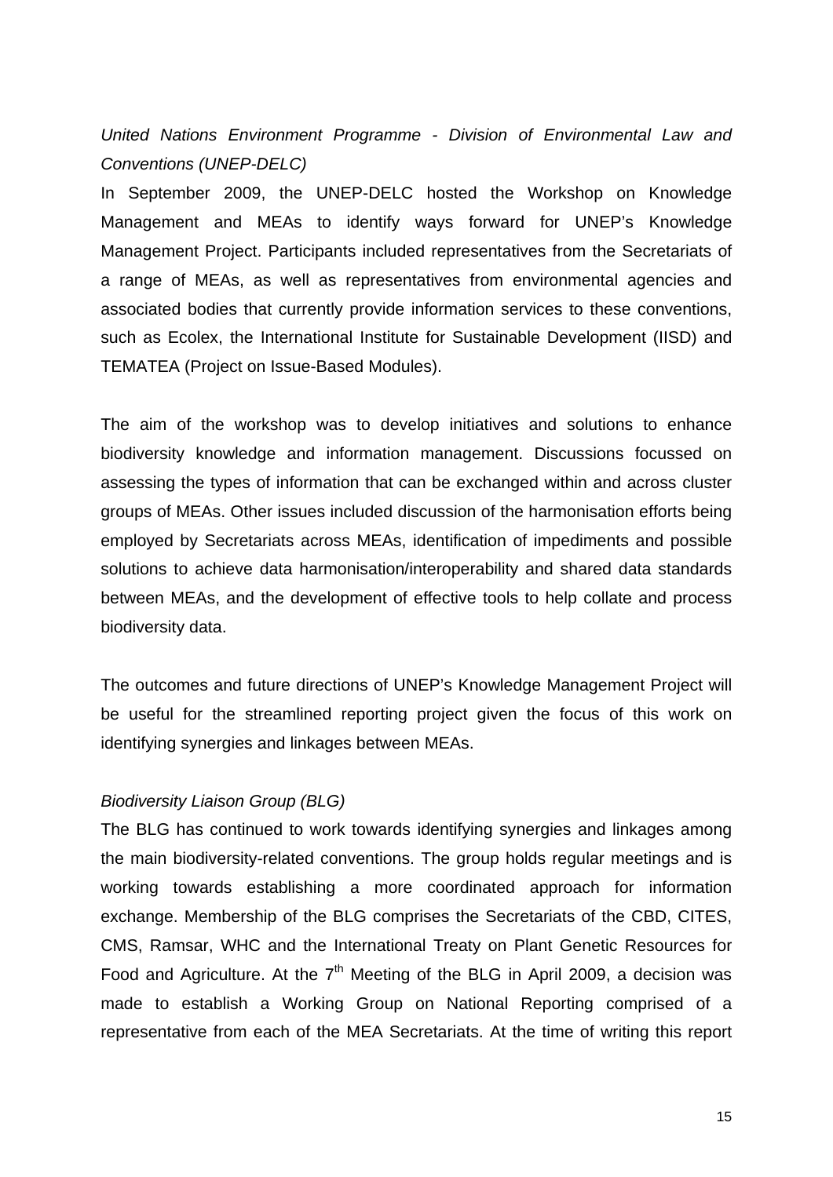*United Nations Environment Programme - Division of Environmental Law and Conventions (UNEP-DELC)*

In September 2009, the UNEP-DELC hosted the Workshop on Knowledge Management and MEAs to identify ways forward for UNEP's Knowledge Management Project. Participants included representatives from the Secretariats of a range of MEAs, as well as representatives from environmental agencies and associated bodies that currently provide information services to these conventions, such as Ecolex, the International Institute for Sustainable Development (IISD) and TEMATEA (Project on Issue-Based Modules).

The aim of the workshop was to develop initiatives and solutions to enhance biodiversity knowledge and information management. Discussions focussed on assessing the types of information that can be exchanged within and across cluster groups of MEAs. Other issues included discussion of the harmonisation efforts being employed by Secretariats across MEAs, identification of impediments and possible solutions to achieve data harmonisation/interoperability and shared data standards between MEAs, and the development of effective tools to help collate and process biodiversity data.

The outcomes and future directions of UNEP's Knowledge Management Project will be useful for the streamlined reporting project given the focus of this work on identifying synergies and linkages between MEAs.

*Biodiversity Liaison Group (BLG)*

The BLG has continued to work towards identifying synergies and linkages among the main biodiversity-related conventions. The group holds regular meetings and is working towards establishing a more coordinated approach for information exchange. Membership of the BLG comprises the Secretariats of the CBD, CITES, CMS, Ramsar, WHC and the International Treaty on Plant Genetic Resources for Food and Agriculture. At the 7th Meeting of the BLG in April 2009, a decision was made to establish a Working Group on National Reporting comprised of a representative from each of the MEA Secretariats. At the time of writing this report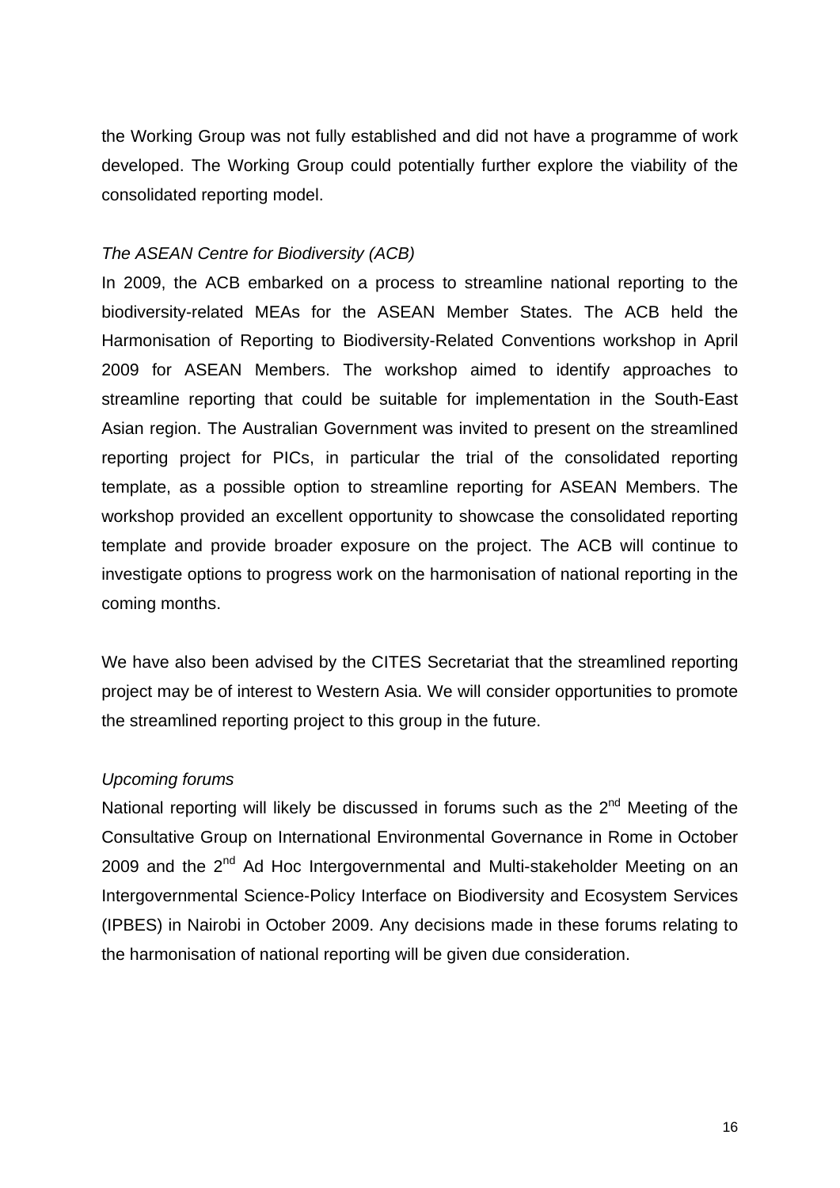the Working Group was not fully established and did not have a programme of work developed. The Working Group could potentially further explore the viability of the consolidated reporting model.

*The ASEAN Centre for Biodiversity (ACB)*

In 2009, the ACB embarked on a process to streamline national reporting to the biodiversity-related MEAs for the ASEAN Member States. The ACB held the Harmonisation of Reporting to Biodiversity-Related Conventions workshop in April 2009 for ASEAN Members. The workshop aimed to identify approaches to streamline reporting that could be suitable for implementation in the South-East Asian region. The Australian Government was invited to present on the streamlined reporting project for PICs, in particular the trial of the consolidated reporting template, as a possible option to streamline reporting for ASEAN Members. The workshop provided an excellent opportunity to showcase the consolidated reporting template and provide broader exposure on the project. The ACB will continue to investigate options to progress work on the harmonisation of national reporting in the coming months.

We have also been advised by the CITES Secretariat that the streamlined reporting project may be of interest to Western Asia. We will consider opportunities to promote the streamlined reporting project to this group in the future.

*Upcoming forums*

National reporting will likely be discussed in forums such as the 2nd Meeting of the Consultative Group on International Environmental Governance in Rome in October 2009 and the 2nd Ad Hoc Intergovernmental and Multi-stakeholder Meeting on an Intergovernmental Science-Policy Interface on Biodiversity and Ecosystem Services (IPBES) in Nairobi in October 2009. Any decisions made in these forums relating to the harmonisation of national reporting will be given due consideration.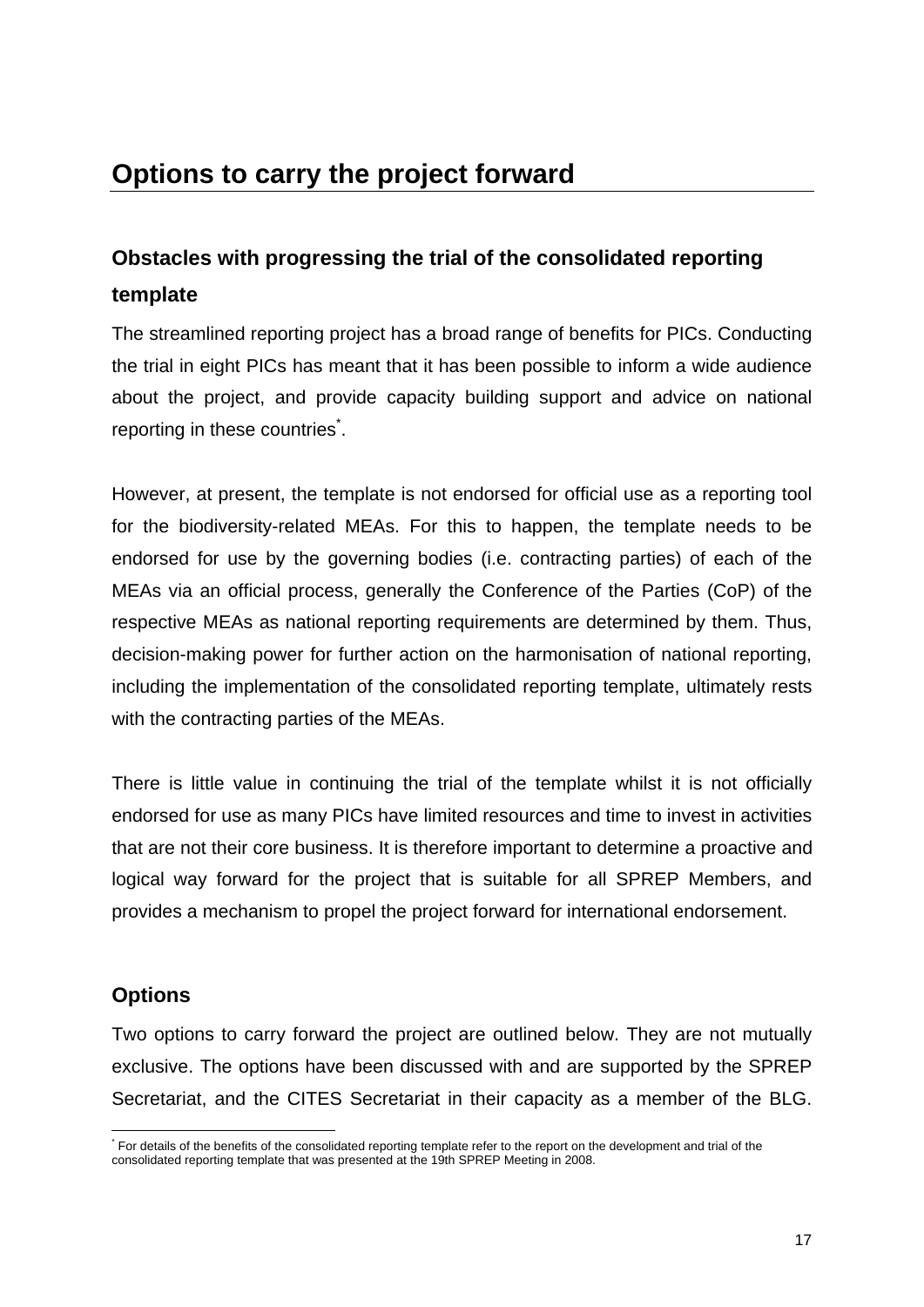# Options to carry the project forward

## Obstacles with progressing the trial of the consolidated reporting template

The streamlined reporting project has a broad range of benefits for PICs. Conducting the trial in eight PICs has meant that it has been possible to inform a wide audience about the project, and provide capacity building support and advice on national reporting in these countries[*].

However, at present, the template is not endorsed for official use as a reporting tool for the biodiversity-related MEAs. For this to happen, the template needs to be endorsed for use by the governing bodies (i.e. contracting parties) of each of the MEAs via an official process, generally the Conference of the Parties (CoP) of the respective MEAs as national reporting requirements are determined by them. Thus, decision-making power for further action on the harmonisation of national reporting, including the implementation of the consolidated reporting template, ultimately rests with the contracting parties of the MEAs.

There is little value in continuing the trial of the template whilst it is not officially endorsed for use as many PICs have limited resources and time to invest in activities that are not their core business. It is therefore important to determine a proactive and logical way forward for the project that is suitable for all SPREP Members, and provides a mechanism to propel the project forward for international endorsement.

## Options

Two options to carry forward the project are outlined below. They are not mutually exclusive. The options have been discussed with and are supported by the SPREP Secretariat, and the CITES Secretariat in their capacity as a member of the BLG.

[*] For details of the benefits of the consolidated reporting template refer to the report on the development and trial of the consolidated reporting template that was presented at the 19th SPREP Meeting in 2008.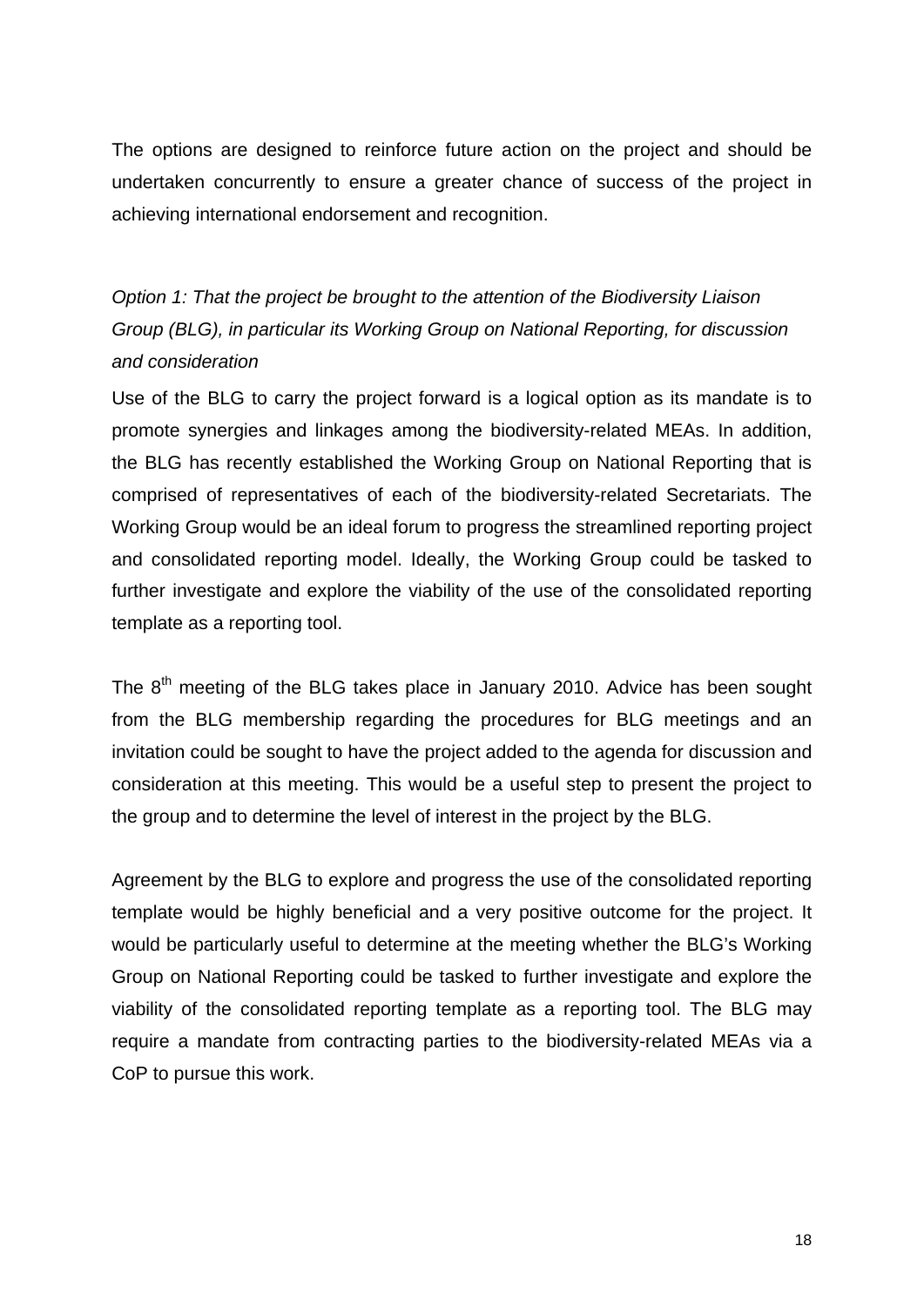The options are designed to reinforce future action on the project and should be undertaken concurrently to ensure a greater chance of success of the project in achieving international endorsement and recognition.

*Option 1: That the project be brought to the attention of the Biodiversity Liaison Group (BLG), in particular its Working Group on National Reporting, for discussion and consideration*

Use of the BLG to carry the project forward is a logical option as its mandate is to promote synergies and linkages among the biodiversity-related MEAs. In addition, the BLG has recently established the Working Group on National Reporting that is comprised of representatives of each of the biodiversity-related Secretariats. The Working Group would be an ideal forum to progress the streamlined reporting project and consolidated reporting model. Ideally, the Working Group could be tasked to further investigate and explore the viability of the use of the consolidated reporting template as a reporting tool.

The 8th meeting of the BLG takes place in January 2010. Advice has been sought from the BLG membership regarding the procedures for BLG meetings and an invitation could be sought to have the project added to the agenda for discussion and consideration at this meeting. This would be a useful step to present the project to the group and to determine the level of interest in the project by the BLG.

Agreement by the BLG to explore and progress the use of the consolidated reporting template would be highly beneficial and a very positive outcome for the project. It would be particularly useful to determine at the meeting whether the BLG's Working Group on National Reporting could be tasked to further investigate and explore the viability of the consolidated reporting template as a reporting tool. The BLG may require a mandate from contracting parties to the biodiversity-related MEAs via a CoP to pursue this work.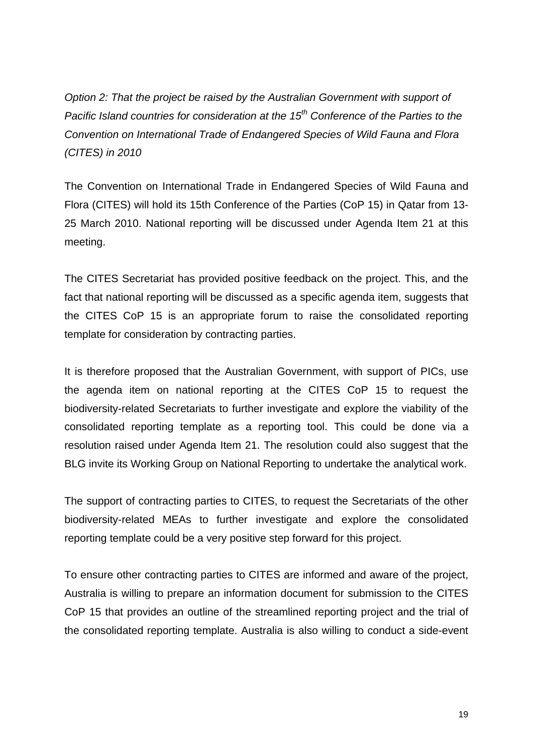*Option 2: That the project be raised by the Australian Government with support of Pacific Island countries for consideration at the 15th Conference of the Parties to the Convention on International Trade of Endangered Species of Wild Fauna and Flora (CITES) in 2010*

The Convention on International Trade in Endangered Species of Wild Fauna and Flora (CITES) will hold its 15th Conference of the Parties (CoP 15) in Qatar from 13-25 March 2010. National reporting will be discussed under Agenda Item 21 at this meeting.

The CITES Secretariat has provided positive feedback on the project. This, and the fact that national reporting will be discussed as a specific agenda item, suggests that the CITES CoP 15 is an appropriate forum to raise the consolidated reporting template for consideration by contracting parties.

It is therefore proposed that the Australian Government, with support of PICs, use the agenda item on national reporting at the CITES CoP 15 to request the biodiversity-related Secretariats to further investigate and explore the viability of the consolidated reporting template as a reporting tool. This could be done via a resolution raised under Agenda Item 21. The resolution could also suggest that the BLG invite its Working Group on National Reporting to undertake the analytical work.

The support of contracting parties to CITES, to request the Secretariats of the other biodiversity-related MEAs to further investigate and explore the consolidated reporting template could be a very positive step forward for this project.

To ensure other contracting parties to CITES are informed and aware of the project, Australia is willing to prepare an information document for submission to the CITES CoP 15 that provides an outline of the streamlined reporting project and the trial of the consolidated reporting template. Australia is also willing to conduct a side-event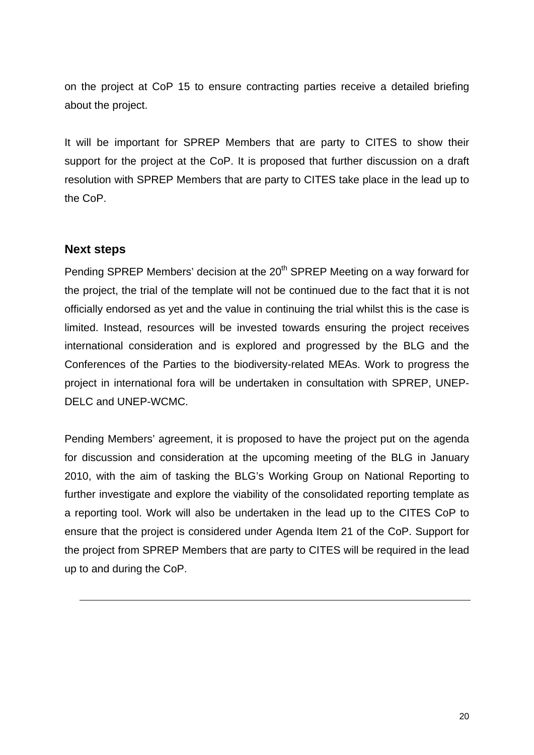on the project at CoP 15 to ensure contracting parties receive a detailed briefing about the project.

It will be important for SPREP Members that are party to CITES to show their support for the project at the CoP. It is proposed that further discussion on a draft resolution with SPREP Members that are party to CITES take place in the lead up to the CoP.

## Next steps

Pending SPREP Members' decision at the 20th SPREP Meeting on a way forward for the project, the trial of the template will not be continued due to the fact that it is not officially endorsed as yet and the value in continuing the trial whilst this is the case is limited. Instead, resources will be invested towards ensuring the project receives international consideration and is explored and progressed by the BLG and the Conferences of the Parties to the biodiversity-related MEAs. Work to progress the project in international fora will be undertaken in consultation with SPREP, UNEP-DELC and UNEP-WCMC.

Pending Members' agreement, it is proposed to have the project put on the agenda for discussion and consideration at the upcoming meeting of the BLG in January 2010, with the aim of tasking the BLG's Working Group on National Reporting to further investigate and explore the viability of the consolidated reporting template as a reporting tool. Work will also be undertaken in the lead up to the CITES CoP to ensure that the project is considered under Agenda Item 21 of the CoP. Support for the project from SPREP Members that are party to CITES will be required in the lead up to and during the CoP.

---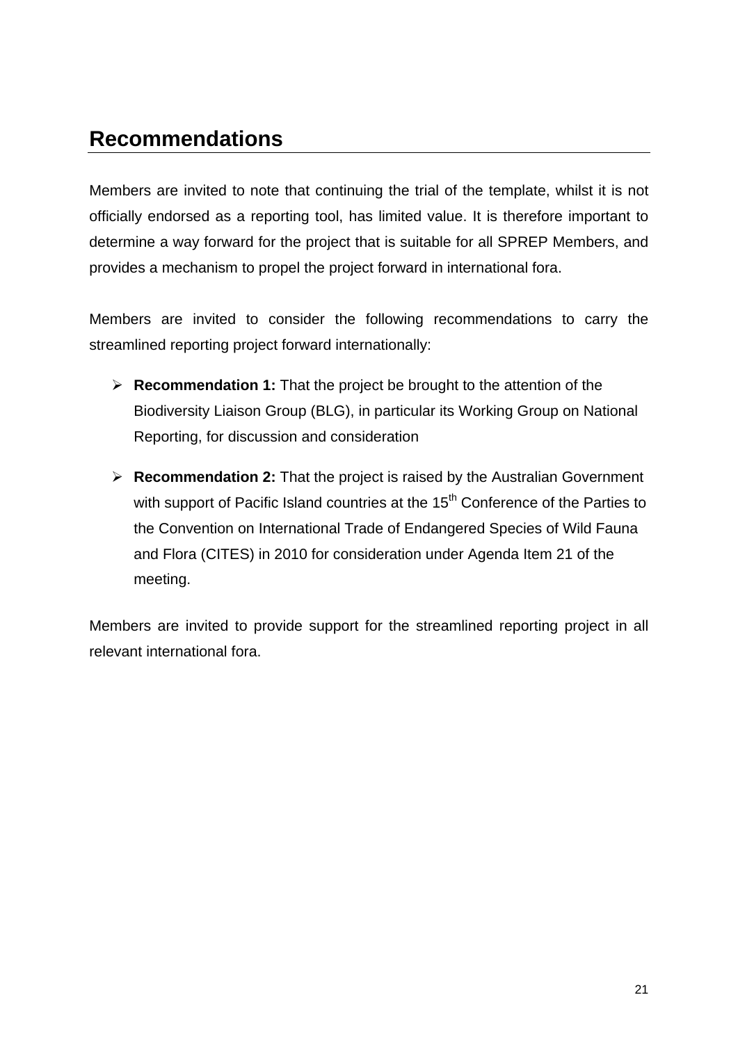## Recommendations

Members are invited to note that continuing the trial of the template, whilst it is not officially endorsed as a reporting tool, has limited value. It is therefore important to determine a way forward for the project that is suitable for all SPREP Members, and provides a mechanism to propel the project forward in international fora.

Members are invited to consider the following recommendations to carry the streamlined reporting project forward internationally:

- **Recommendation 1:** That the project be brought to the attention of the Biodiversity Liaison Group (BLG), in particular its Working Group on National Reporting, for discussion and consideration
- **Recommendation 2:** That the project is raised by the Australian Government with support of Pacific Island countries at the 15th Conference of the Parties to the Convention on International Trade of Endangered Species of Wild Fauna and Flora (CITES) in 2010 for consideration under Agenda Item 21 of the meeting.

Members are invited to provide support for the streamlined reporting project in all relevant international fora.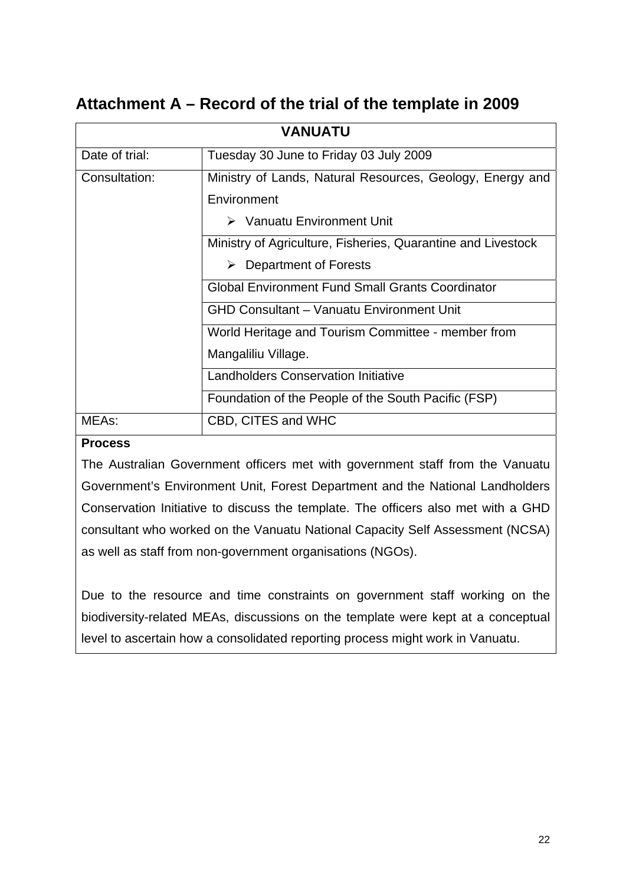## Attachment A – Record of the trial of the template in 2009

| VANUATU | |
|---|---|
| Date of trial: | Tuesday 30 June to Friday 03 July 2009 |
| Consultation: | Ministry of Lands, Natural Resources, Geology, Energy and Environment<br>➢ Vanuatu Environment Unit |
| | Ministry of Agriculture, Fisheries, Quarantine and Livestock<br>➢ Department of Forests |
| | Global Environment Fund Small Grants Coordinator |
| | GHD Consultant – Vanuatu Environment Unit |
| | World Heritage and Tourism Committee - member from Mangaliliu Village. |
| | Landholders Conservation Initiative |
| | Foundation of the People of the South Pacific (FSP) |
| MEAs: | CBD, CITES and WHC |

**Process**

The Australian Government officers met with government staff from the Vanuatu Government's Environment Unit, Forest Department and the National Landholders Conservation Initiative to discuss the template. The officers also met with a GHD consultant who worked on the Vanuatu National Capacity Self Assessment (NCSA) as well as staff from non-government organisations (NGOs).

Due to the resource and time constraints on government staff working on the biodiversity-related MEAs, discussions on the template were kept at a conceptual level to ascertain how a consolidated reporting process might work in Vanuatu.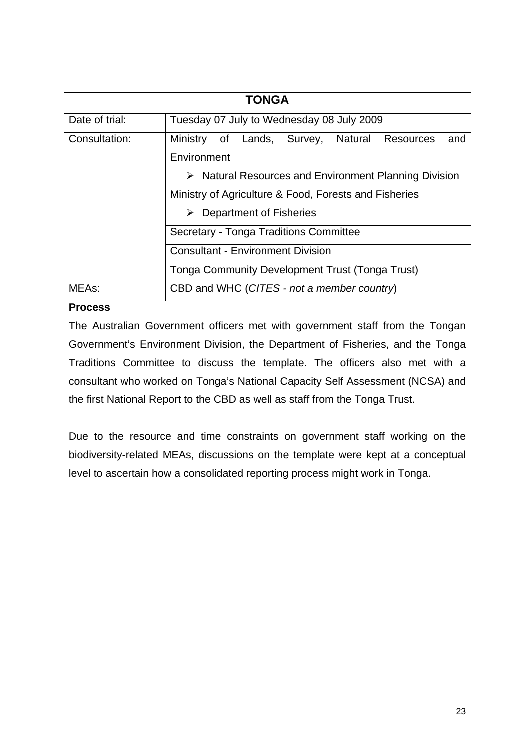| TONGA | |
|---|---|
| Date of trial: | Tuesday 07 July to Wednesday 08 July 2009 |
| Consultation: | Ministry of Lands, Survey, Natural Resources and Environment<br>➢ Natural Resources and Environment Planning Division |
| | Ministry of Agriculture & Food, Forests and Fisheries<br>➢ Department of Fisheries |
| | Secretary - Tonga Traditions Committee |
| | Consultant - Environment Division |
| | Tonga Community Development Trust (Tonga Trust) |
| MEAs: | CBD and WHC (*CITES - not a member country*) |

**Process**

The Australian Government officers met with government staff from the Tongan Government's Environment Division, the Department of Fisheries, and the Tonga Traditions Committee to discuss the template. The officers also met with a consultant who worked on Tonga's National Capacity Self Assessment (NCSA) and the first National Report to the CBD as well as staff from the Tonga Trust.

Due to the resource and time constraints on government staff working on the biodiversity-related MEAs, discussions on the template were kept at a conceptual level to ascertain how a consolidated reporting process might work in Tonga.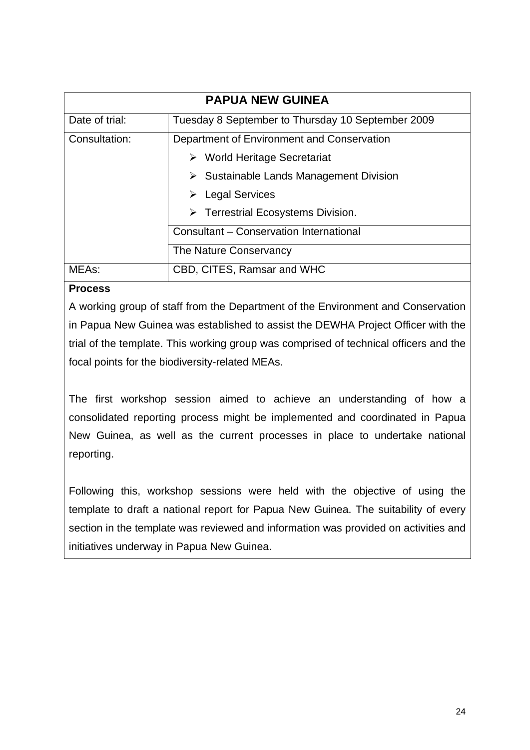| PAPUA NEW GUINEA | |
|---|---|
| Date of trial: | Tuesday 8 September to Thursday 10 September 2009 |
| Consultation: | Department of Environment and Conservation<br>➢ World Heritage Secretariat<br>➢ Sustainable Lands Management Division<br>➢ Legal Services<br>➢ Terrestrial Ecosystems Division. |
| | Consultant – Conservation International |
| | The Nature Conservancy |
| MEAs: | CBD, CITES, Ramsar and WHC |

**Process**

A working group of staff from the Department of the Environment and Conservation in Papua New Guinea was established to assist the DEWHA Project Officer with the trial of the template. This working group was comprised of technical officers and the focal points for the biodiversity-related MEAs.

The first workshop session aimed to achieve an understanding of how a consolidated reporting process might be implemented and coordinated in Papua New Guinea, as well as the current processes in place to undertake national reporting.

Following this, workshop sessions were held with the objective of using the template to draft a national report for Papua New Guinea. The suitability of every section in the template was reviewed and information was provided on activities and initiatives underway in Papua New Guinea.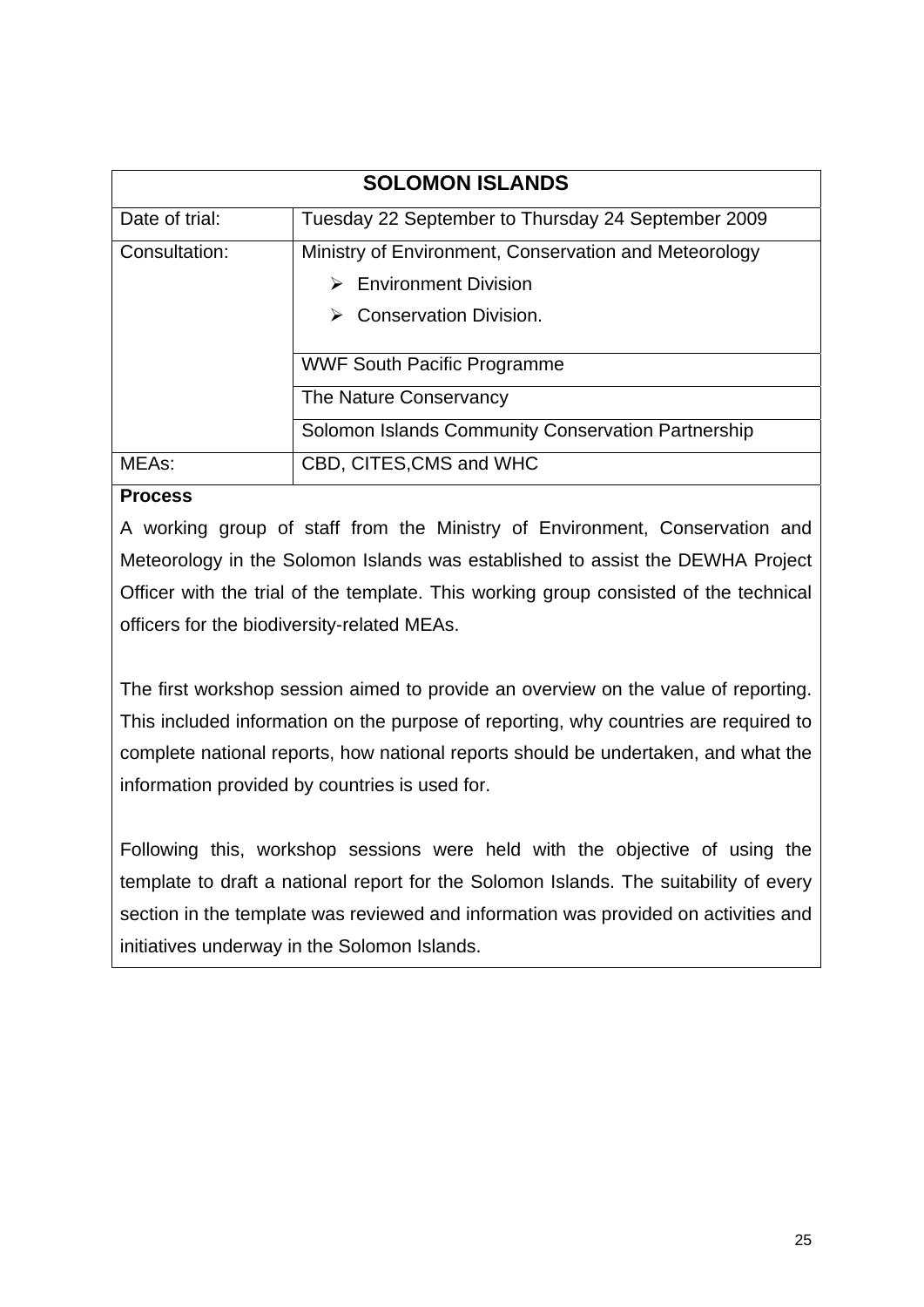| SOLOMON ISLANDS | |
|---|---|
| Date of trial: | Tuesday 22 September to Thursday 24 September 2009 |
| Consultation: | Ministry of Environment, Conservation and Meteorology<br>➢ Environment Division<br>➢ Conservation Division. |
| | WWF South Pacific Programme |
| | The Nature Conservancy |
| | Solomon Islands Community Conservation Partnership |
| MEAs: | CBD, CITES,CMS and WHC |

**Process**

A working group of staff from the Ministry of Environment, Conservation and Meteorology in the Solomon Islands was established to assist the DEWHA Project Officer with the trial of the template. This working group consisted of the technical officers for the biodiversity-related MEAs.

The first workshop session aimed to provide an overview on the value of reporting. This included information on the purpose of reporting, why countries are required to complete national reports, how national reports should be undertaken, and what the information provided by countries is used for.

Following this, workshop sessions were held with the objective of using the template to draft a national report for the Solomon Islands. The suitability of every section in the template was reviewed and information was provided on activities and initiatives underway in the Solomon Islands.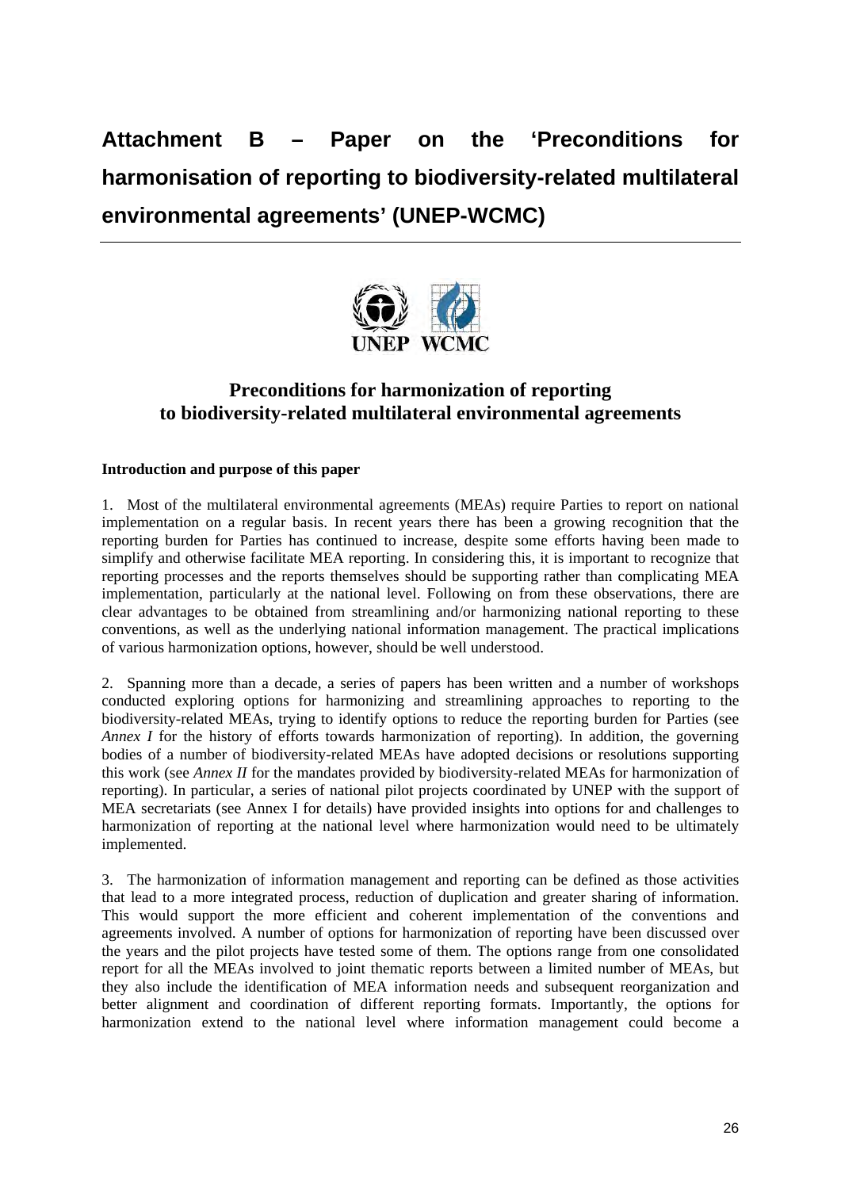# Attachment B – Paper on the 'Preconditions for harmonisation of reporting to biodiversity-related multilateral environmental agreements' (UNEP-WCMC)

UNEP WCMC

## Preconditions for harmonization of reporting to biodiversity-related multilateral environmental agreements

**Introduction and purpose of this paper**

1. Most of the multilateral environmental agreements (MEAs) require Parties to report on national implementation on a regular basis. In recent years there has been a growing recognition that the reporting burden for Parties has continued to increase, despite some efforts having been made to simplify and otherwise facilitate MEA reporting. In considering this, it is important to recognize that reporting processes and the reports themselves should be supporting rather than complicating MEA implementation, particularly at the national level. Following on from these observations, there are clear advantages to be obtained from streamlining and/or harmonizing national reporting to these conventions, as well as the underlying national information management. The practical implications of various harmonization options, however, should be well understood.

2. Spanning more than a decade, a series of papers has been written and a number of workshops conducted exploring options for harmonizing and streamlining approaches to reporting to the biodiversity-related MEAs, trying to identify options to reduce the reporting burden for Parties (see *Annex I* for the history of efforts towards harmonization of reporting). In addition, the governing bodies of a number of biodiversity-related MEAs have adopted decisions or resolutions supporting this work (see *Annex II* for the mandates provided by biodiversity-related MEAs for harmonization of reporting). In particular, a series of national pilot projects coordinated by UNEP with the support of MEA secretariats (see Annex I for details) have provided insights into options for and challenges to harmonization of reporting at the national level where harmonization would need to be ultimately implemented.

3. The harmonization of information management and reporting can be defined as those activities that lead to a more integrated process, reduction of duplication and greater sharing of information. This would support the more efficient and coherent implementation of the conventions and agreements involved. A number of options for harmonization of reporting have been discussed over the years and the pilot projects have tested some of them. The options range from one consolidated report for all the MEAs involved to joint thematic reports between a limited number of MEAs, but they also include the identification of MEA information needs and subsequent reorganization and better alignment and coordination of different reporting formats. Importantly, the options for harmonization extend to the national level where information management could become a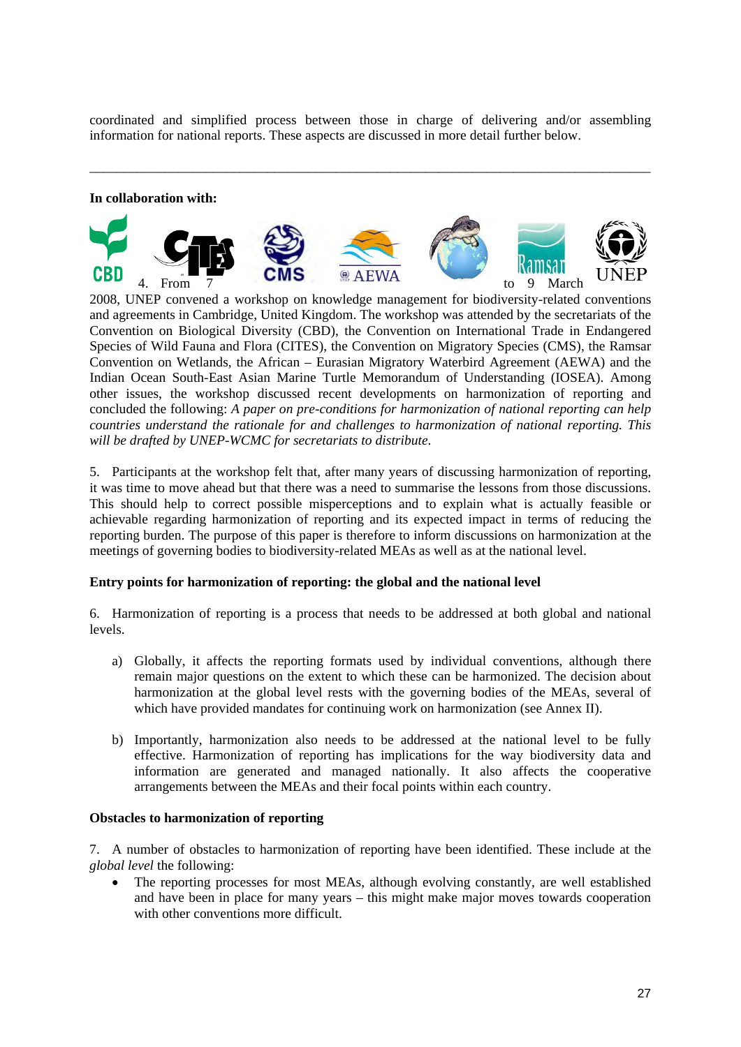coordinated and simplified process between those in charge of delivering and/or assembling information for national reports. These aspects are discussed in more detail further below.

---

**In collaboration with:**

CBD CITES CMS AEWA Ramsar UNEP

4. From 7 to 9 March 2008, UNEP convened a workshop on knowledge management for biodiversity-related conventions and agreements in Cambridge, United Kingdom. The workshop was attended by the secretariats of the Convention on Biological Diversity (CBD), the Convention on International Trade in Endangered Species of Wild Fauna and Flora (CITES), the Convention on Migratory Species (CMS), the Ramsar Convention on Wetlands, the African – Eurasian Migratory Waterbird Agreement (AEWA) and the Indian Ocean South-East Asian Marine Turtle Memorandum of Understanding (IOSEA). Among other issues, the workshop discussed recent developments on harmonization of reporting and concluded the following: *A paper on pre-conditions for harmonization of national reporting can help countries understand the rationale for and challenges to harmonization of national reporting. This will be drafted by UNEP-WCMC for secretariats to distribute.*

5. Participants at the workshop felt that, after many years of discussing harmonization of reporting, it was time to move ahead but that there was a need to summarise the lessons from those discussions. This should help to correct possible misperceptions and to explain what is actually feasible or achievable regarding harmonization of reporting and its expected impact in terms of reducing the reporting burden. The purpose of this paper is therefore to inform discussions on harmonization at the meetings of governing bodies to biodiversity-related MEAs as well as at the national level.

**Entry points for harmonization of reporting: the global and the national level**

6. Harmonization of reporting is a process that needs to be addressed at both global and national levels.

a) Globally, it affects the reporting formats used by individual conventions, although there remain major questions on the extent to which these can be harmonized. The decision about harmonization at the global level rests with the governing bodies of the MEAs, several of which have provided mandates for continuing work on harmonization (see Annex II).

b) Importantly, harmonization also needs to be addressed at the national level to be fully effective. Harmonization of reporting has implications for the way biodiversity data and information are generated and managed nationally. It also affects the cooperative arrangements between the MEAs and their focal points within each country.

**Obstacles to harmonization of reporting**

7. A number of obstacles to harmonization of reporting have been identified. These include at the *global level* the following:

- The reporting processes for most MEAs, although evolving constantly, are well established and have been in place for many years – this might make major moves towards cooperation with other conventions more difficult.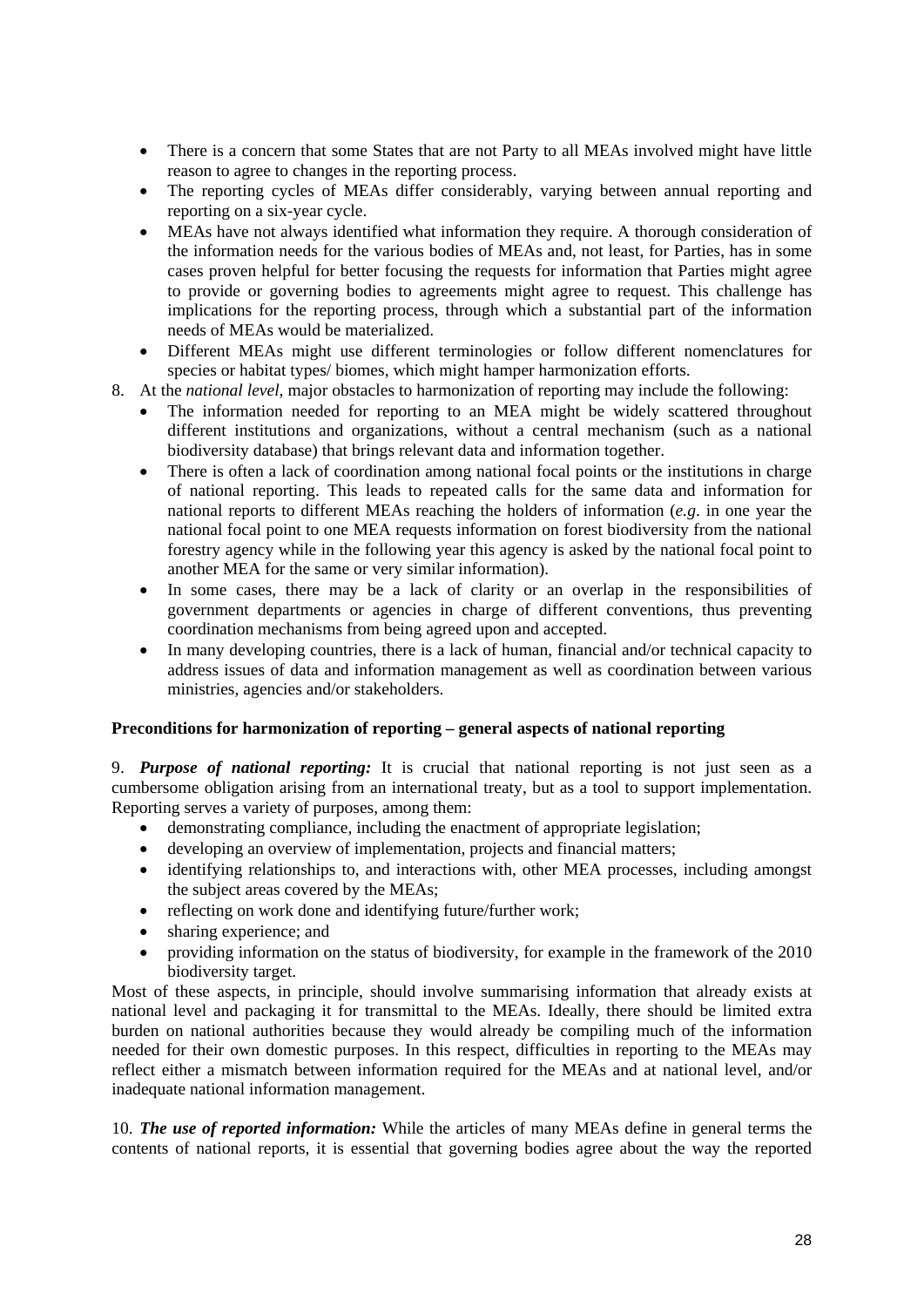- There is a concern that some States that are not Party to all MEAs involved might have little reason to agree to changes in the reporting process.
- The reporting cycles of MEAs differ considerably, varying between annual reporting and reporting on a six-year cycle.
- MEAs have not always identified what information they require. A thorough consideration of the information needs for the various bodies of MEAs and, not least, for Parties, has in some cases proven helpful for better focusing the requests for information that Parties might agree to provide or governing bodies to agreements might agree to request. This challenge has implications for the reporting process, through which a substantial part of the information needs of MEAs would be materialized.
- Different MEAs might use different terminologies or follow different nomenclatures for species or habitat types/ biomes, which might hamper harmonization efforts.

8. At the *national level*, major obstacles to harmonization of reporting may include the following:
   - The information needed for reporting to an MEA might be widely scattered throughout different institutions and organizations, without a central mechanism (such as a national biodiversity database) that brings relevant data and information together.
   - There is often a lack of coordination among national focal points or the institutions in charge of national reporting. This leads to repeated calls for the same data and information for national reports to different MEAs reaching the holders of information (*e.g*. in one year the national focal point to one MEA requests information on forest biodiversity from the national forestry agency while in the following year this agency is asked by the national focal point to another MEA for the same or very similar information).
   - In some cases, there may be a lack of clarity or an overlap in the responsibilities of government departments or agencies in charge of different conventions, thus preventing coordination mechanisms from being agreed upon and accepted.
   - In many developing countries, there is a lack of human, financial and/or technical capacity to address issues of data and information management as well as coordination between various ministries, agencies and/or stakeholders.

**Preconditions for harmonization of reporting – general aspects of national reporting**

9. ***Purpose of national reporting:*** It is crucial that national reporting is not just seen as a cumbersome obligation arising from an international treaty, but as a tool to support implementation. Reporting serves a variety of purposes, among them:
   - demonstrating compliance, including the enactment of appropriate legislation;
   - developing an overview of implementation, projects and financial matters;
   - identifying relationships to, and interactions with, other MEA processes, including amongst the subject areas covered by the MEAs;
   - reflecting on work done and identifying future/further work;
   - sharing experience; and
   - providing information on the status of biodiversity, for example in the framework of the 2010 biodiversity target.

Most of these aspects, in principle, should involve summarising information that already exists at national level and packaging it for transmittal to the MEAs. Ideally, there should be limited extra burden on national authorities because they would already be compiling much of the information needed for their own domestic purposes. In this respect, difficulties in reporting to the MEAs may reflect either a mismatch between information required for the MEAs and at national level, and/or inadequate national information management.

10. ***The use of reported information:*** While the articles of many MEAs define in general terms the contents of national reports, it is essential that governing bodies agree about the way the reported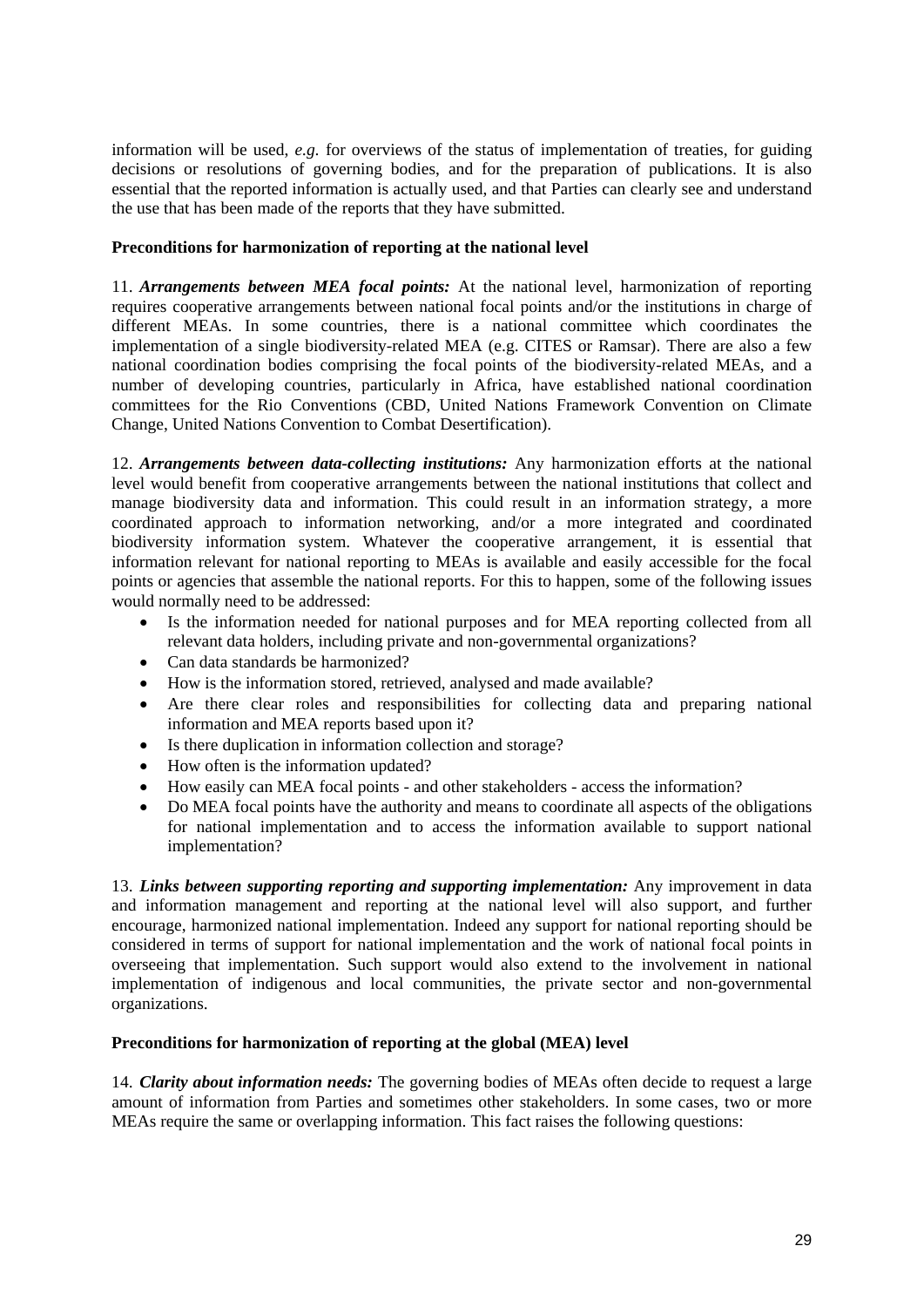information will be used, *e.g.* for overviews of the status of implementation of treaties, for guiding decisions or resolutions of governing bodies, and for the preparation of publications. It is also essential that the reported information is actually used, and that Parties can clearly see and understand the use that has been made of the reports that they have submitted.

**Preconditions for harmonization of reporting at the national level**

11. ***Arrangements between MEA focal points:*** At the national level, harmonization of reporting requires cooperative arrangements between national focal points and/or the institutions in charge of different MEAs. In some countries, there is a national committee which coordinates the implementation of a single biodiversity-related MEA (e.g. CITES or Ramsar). There are also a few national coordination bodies comprising the focal points of the biodiversity-related MEAs, and a number of developing countries, particularly in Africa, have established national coordination committees for the Rio Conventions (CBD, United Nations Framework Convention on Climate Change, United Nations Convention to Combat Desertification).

12. ***Arrangements between data-collecting institutions:*** Any harmonization efforts at the national level would benefit from cooperative arrangements between the national institutions that collect and manage biodiversity data and information. This could result in an information strategy, a more coordinated approach to information networking, and/or a more integrated and coordinated biodiversity information system. Whatever the cooperative arrangement, it is essential that information relevant for national reporting to MEAs is available and easily accessible for the focal points or agencies that assemble the national reports. For this to happen, some of the following issues would normally need to be addressed:

- Is the information needed for national purposes and for MEA reporting collected from all relevant data holders, including private and non-governmental organizations?
- Can data standards be harmonized?
- How is the information stored, retrieved, analysed and made available?
- Are there clear roles and responsibilities for collecting data and preparing national information and MEA reports based upon it?
- Is there duplication in information collection and storage?
- How often is the information updated?
- How easily can MEA focal points - and other stakeholders - access the information?
- Do MEA focal points have the authority and means to coordinate all aspects of the obligations for national implementation and to access the information available to support national implementation?

13. ***Links between supporting reporting and supporting implementation:*** Any improvement in data and information management and reporting at the national level will also support, and further encourage, harmonized national implementation. Indeed any support for national reporting should be considered in terms of support for national implementation and the work of national focal points in overseeing that implementation. Such support would also extend to the involvement in national implementation of indigenous and local communities, the private sector and non-governmental organizations.

**Preconditions for harmonization of reporting at the global (MEA) level**

14. ***Clarity about information needs:*** The governing bodies of MEAs often decide to request a large amount of information from Parties and sometimes other stakeholders. In some cases, two or more MEAs require the same or overlapping information. This fact raises the following questions: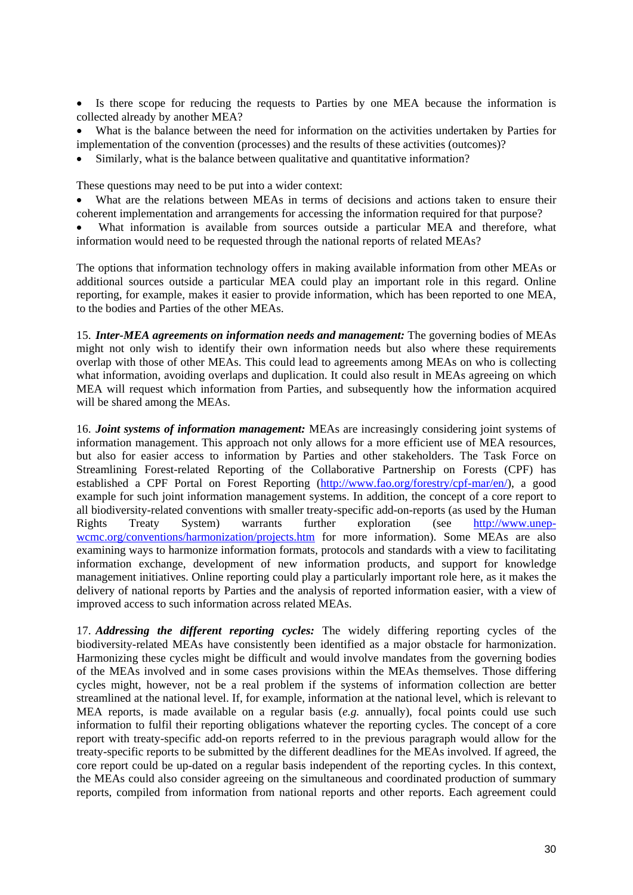- Is there scope for reducing the requests to Parties by one MEA because the information is collected already by another MEA?
- What is the balance between the need for information on the activities undertaken by Parties for implementation of the convention (processes) and the results of these activities (outcomes)?
- Similarly, what is the balance between qualitative and quantitative information?

These questions may need to be put into a wider context:

- What are the relations between MEAs in terms of decisions and actions taken to ensure their coherent implementation and arrangements for accessing the information required for that purpose?
- What information is available from sources outside a particular MEA and therefore, what information would need to be requested through the national reports of related MEAs?

The options that information technology offers in making available information from other MEAs or additional sources outside a particular MEA could play an important role in this regard. Online reporting, for example, makes it easier to provide information, which has been reported to one MEA, to the bodies and Parties of the other MEAs.

15. ***Inter-MEA agreements on information needs and management:*** The governing bodies of MEAs might not only wish to identify their own information needs but also where these requirements overlap with those of other MEAs. This could lead to agreements among MEAs on who is collecting what information, avoiding overlaps and duplication. It could also result in MEAs agreeing on which MEA will request which information from Parties, and subsequently how the information acquired will be shared among the MEAs.

16. ***Joint systems of information management:*** MEAs are increasingly considering joint systems of information management. This approach not only allows for a more efficient use of MEA resources, but also for easier access to information by Parties and other stakeholders. The Task Force on Streamlining Forest-related Reporting of the Collaborative Partnership on Forests (CPF) has established a CPF Portal on Forest Reporting (http://www.fao.org/forestry/cpf-mar/en/), a good example for such joint information management systems. In addition, the concept of a core report to all biodiversity-related conventions with smaller treaty-specific add-on-reports (as used by the Human Rights Treaty System) warrants further exploration (see http://www.unep-wcmc.org/conventions/harmonization/projects.htm for more information). Some MEAs are also examining ways to harmonize information formats, protocols and standards with a view to facilitating information exchange, development of new information products, and support for knowledge management initiatives. Online reporting could play a particularly important role here, as it makes the delivery of national reports by Parties and the analysis of reported information easier, with a view of improved access to such information across related MEAs.

17. ***Addressing the different reporting cycles:*** The widely differing reporting cycles of the biodiversity-related MEAs have consistently been identified as a major obstacle for harmonization. Harmonizing these cycles might be difficult and would involve mandates from the governing bodies of the MEAs involved and in some cases provisions within the MEAs themselves. Those differing cycles might, however, not be a real problem if the systems of information collection are better streamlined at the national level. If, for example, information at the national level, which is relevant to MEA reports, is made available on a regular basis (*e.g.* annually), focal points could use such information to fulfil their reporting obligations whatever the reporting cycles. The concept of a core report with treaty-specific add-on reports referred to in the previous paragraph would allow for the treaty-specific reports to be submitted by the different deadlines for the MEAs involved. If agreed, the core report could be up-dated on a regular basis independent of the reporting cycles. In this context, the MEAs could also consider agreeing on the simultaneous and coordinated production of summary reports, compiled from information from national reports and other reports. Each agreement could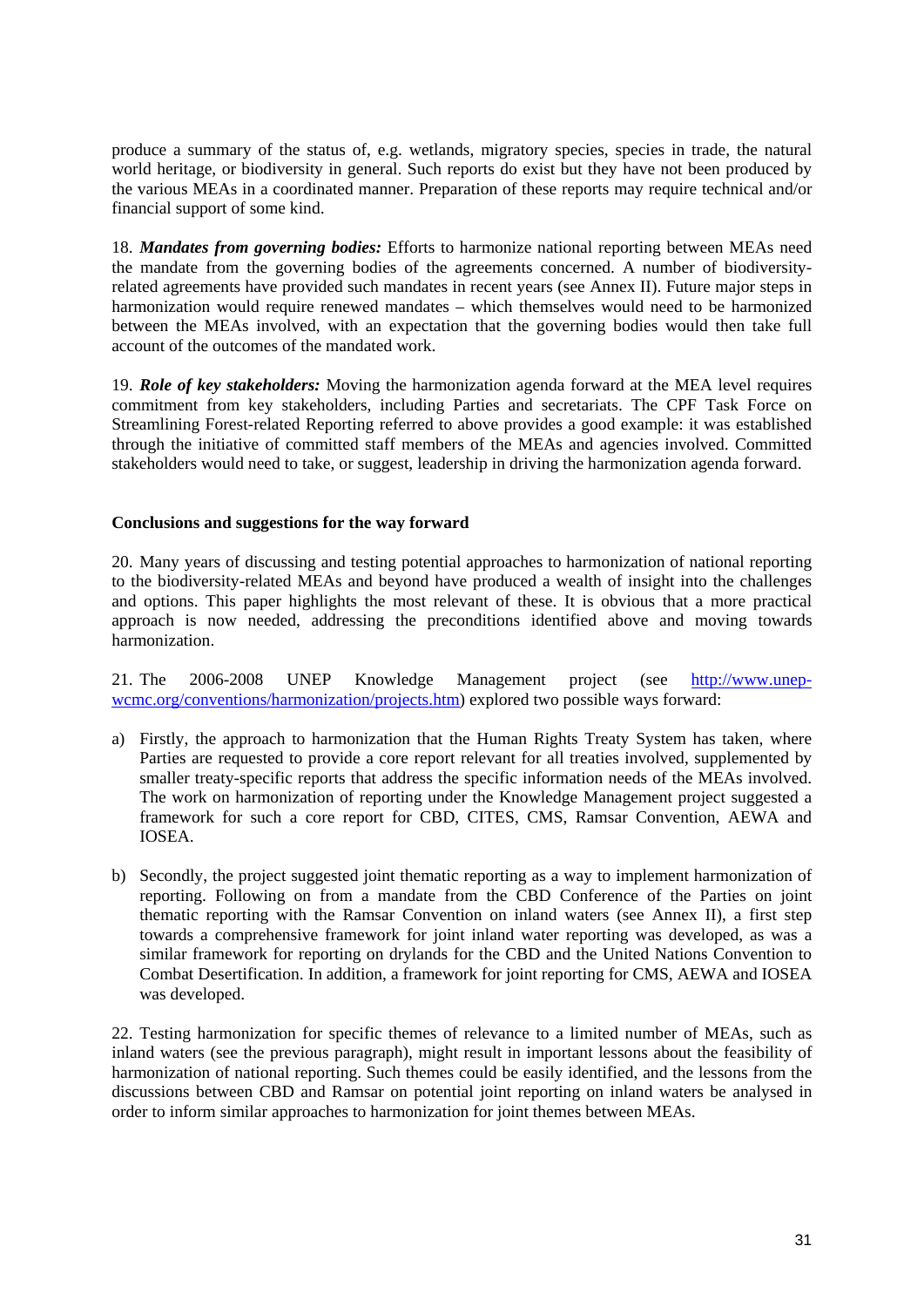produce a summary of the status of, e.g. wetlands, migratory species, species in trade, the natural world heritage, or biodiversity in general. Such reports do exist but they have not been produced by the various MEAs in a coordinated manner. Preparation of these reports may require technical and/or financial support of some kind.

18. ***Mandates from governing bodies:*** Efforts to harmonize national reporting between MEAs need the mandate from the governing bodies of the agreements concerned. A number of biodiversity-related agreements have provided such mandates in recent years (see Annex II). Future major steps in harmonization would require renewed mandates – which themselves would need to be harmonized between the MEAs involved, with an expectation that the governing bodies would then take full account of the outcomes of the mandated work.

19. ***Role of key stakeholders:*** Moving the harmonization agenda forward at the MEA level requires commitment from key stakeholders, including Parties and secretariats. The CPF Task Force on Streamlining Forest-related Reporting referred to above provides a good example: it was established through the initiative of committed staff members of the MEAs and agencies involved. Committed stakeholders would need to take, or suggest, leadership in driving the harmonization agenda forward.

**Conclusions and suggestions for the way forward**

20. Many years of discussing and testing potential approaches to harmonization of national reporting to the biodiversity-related MEAs and beyond have produced a wealth of insight into the challenges and options. This paper highlights the most relevant of these. It is obvious that a more practical approach is now needed, addressing the preconditions identified above and moving towards harmonization.

21. The 2006-2008 UNEP Knowledge Management project (see [http://www.unep-wcmc.org/conventions/harmonization/projects.htm](http://www.unep-wcmc.org/conventions/harmonization/projects.htm)) explored two possible ways forward:

a) Firstly, the approach to harmonization that the Human Rights Treaty System has taken, where Parties are requested to provide a core report relevant for all treaties involved, supplemented by smaller treaty-specific reports that address the specific information needs of the MEAs involved. The work on harmonization of reporting under the Knowledge Management project suggested a framework for such a core report for CBD, CITES, CMS, Ramsar Convention, AEWA and IOSEA.

b) Secondly, the project suggested joint thematic reporting as a way to implement harmonization of reporting. Following on from a mandate from the CBD Conference of the Parties on joint thematic reporting with the Ramsar Convention on inland waters (see Annex II), a first step towards a comprehensive framework for joint inland water reporting was developed, as was a similar framework for reporting on drylands for the CBD and the United Nations Convention to Combat Desertification. In addition, a framework for joint reporting for CMS, AEWA and IOSEA was developed.

22. Testing harmonization for specific themes of relevance to a limited number of MEAs, such as inland waters (see the previous paragraph), might result in important lessons about the feasibility of harmonization of national reporting. Such themes could be easily identified, and the lessons from the discussions between CBD and Ramsar on potential joint reporting on inland waters be analysed in order to inform similar approaches to harmonization for joint themes between MEAs.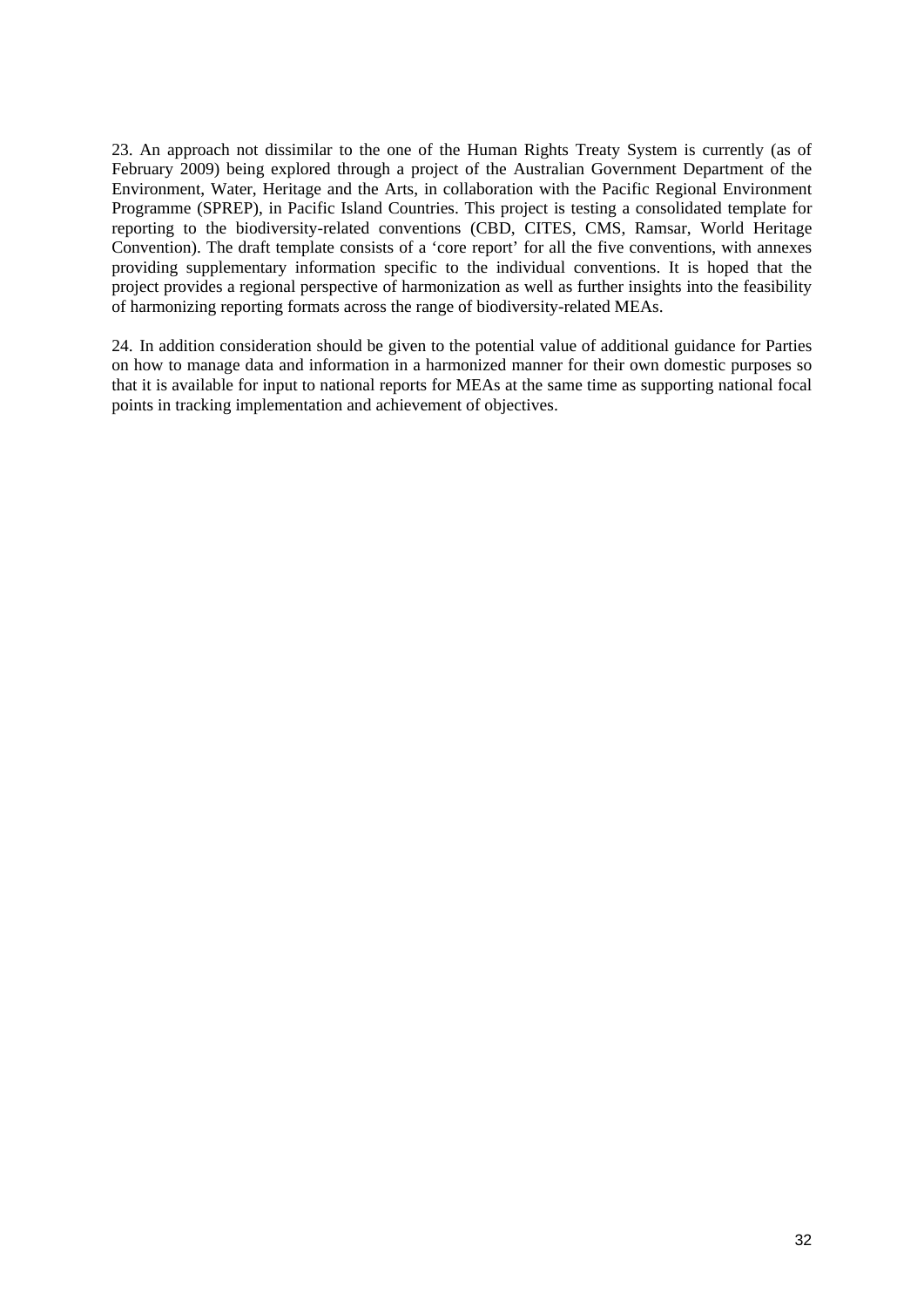23. An approach not dissimilar to the one of the Human Rights Treaty System is currently (as of February 2009) being explored through a project of the Australian Government Department of the Environment, Water, Heritage and the Arts, in collaboration with the Pacific Regional Environment Programme (SPREP), in Pacific Island Countries. This project is testing a consolidated template for reporting to the biodiversity-related conventions (CBD, CITES, CMS, Ramsar, World Heritage Convention). The draft template consists of a 'core report' for all the five conventions, with annexes providing supplementary information specific to the individual conventions. It is hoped that the project provides a regional perspective of harmonization as well as further insights into the feasibility of harmonizing reporting formats across the range of biodiversity-related MEAs.

24. In addition consideration should be given to the potential value of additional guidance for Parties on how to manage data and information in a harmonized manner for their own domestic purposes so that it is available for input to national reports for MEAs at the same time as supporting national focal points in tracking implementation and achievement of objectives.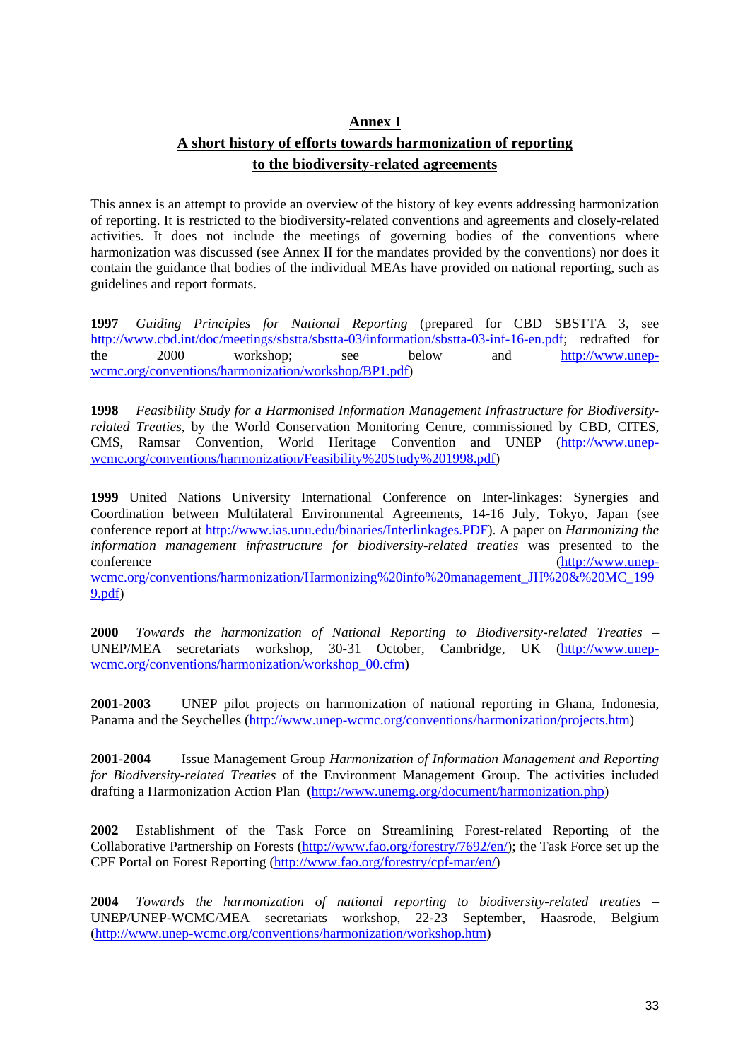# Annex I

## A short history of efforts towards harmonization of reporting to the biodiversity-related agreements

This annex is an attempt to provide an overview of the history of key events addressing harmonization of reporting. It is restricted to the biodiversity-related conventions and agreements and closely-related activities. It does not include the meetings of governing bodies of the conventions where harmonization was discussed (see Annex II for the mandates provided by the conventions) nor does it contain the guidance that bodies of the individual MEAs have provided on national reporting, such as guidelines and report formats.

**1997** *Guiding Principles for National Reporting* (prepared for CBD SBSTTA 3, see http://www.cbd.int/doc/meetings/sbstta/sbstta-03/information/sbstta-03-inf-16-en.pdf; redrafted for the 2000 workshop; see below and http://www.unep-wcmc.org/conventions/harmonization/workshop/BP1.pdf)

**1998** *Feasibility Study for a Harmonised Information Management Infrastructure for Biodiversity-related Treaties*, by the World Conservation Monitoring Centre, commissioned by CBD, CITES, CMS, Ramsar Convention, World Heritage Convention and UNEP (http://www.unep-wcmc.org/conventions/harmonization/Feasibility%20Study%201998.pdf)

**1999** United Nations University International Conference on Inter-linkages: Synergies and Coordination between Multilateral Environmental Agreements, 14-16 July, Tokyo, Japan (see conference report at http://www.ias.unu.edu/binaries/Interlinkages.PDF). A paper on *Harmonizing the information management infrastructure for biodiversity-related treaties* was presented to the conference (http://www.unep-wcmc.org/conventions/harmonization/Harmonizing%20info%20management_JH%20&%20MC_1999.pdf)

**2000** *Towards the harmonization of National Reporting to Biodiversity-related Treaties* – UNEP/MEA secretariats workshop, 30-31 October, Cambridge, UK (http://www.unep-wcmc.org/conventions/harmonization/workshop_00.cfm)

**2001-2003** UNEP pilot projects on harmonization of national reporting in Ghana, Indonesia, Panama and the Seychelles (http://www.unep-wcmc.org/conventions/harmonization/projects.htm)

**2001-2004** Issue Management Group *Harmonization of Information Management and Reporting for Biodiversity-related Treaties* of the Environment Management Group. The activities included drafting a Harmonization Action Plan (http://www.unemg.org/document/harmonization.php)

**2002** Establishment of the Task Force on Streamlining Forest-related Reporting of the Collaborative Partnership on Forests (http://www.fao.org/forestry/7692/en/); the Task Force set up the CPF Portal on Forest Reporting (http://www.fao.org/forestry/cpf-mar/en/)

**2004** *Towards the harmonization of national reporting to biodiversity-related treaties* – UNEP/UNEP-WCMC/MEA secretariats workshop, 22-23 September, Haasrode, Belgium (http://www.unep-wcmc.org/conventions/harmonization/workshop.htm)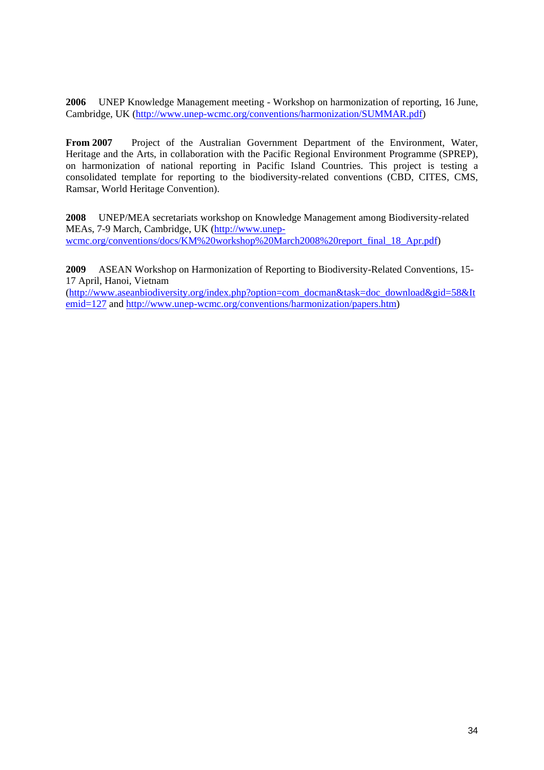**2006** UNEP Knowledge Management meeting - Workshop on harmonization of reporting, 16 June, Cambridge, UK (http://www.unep-wcmc.org/conventions/harmonization/SUMMAR.pdf)

**From 2007** Project of the Australian Government Department of the Environment, Water, Heritage and the Arts, in collaboration with the Pacific Regional Environment Programme (SPREP), on harmonization of national reporting in Pacific Island Countries. This project is testing a consolidated template for reporting to the biodiversity-related conventions (CBD, CITES, CMS, Ramsar, World Heritage Convention).

**2008** UNEP/MEA secretariats workshop on Knowledge Management among Biodiversity-related MEAs, 7-9 March, Cambridge, UK (http://www.unep-wcmc.org/conventions/docs/KM%20workshop%20March2008%20report_final_18_Apr.pdf)

**2009** ASEAN Workshop on Harmonization of Reporting to Biodiversity-Related Conventions, 15-17 April, Hanoi, Vietnam (http://www.aseanbiodiversity.org/index.php?option=com_docman&task=doc_download&gid=58&Itemid=127 and http://www.unep-wcmc.org/conventions/harmonization/papers.htm)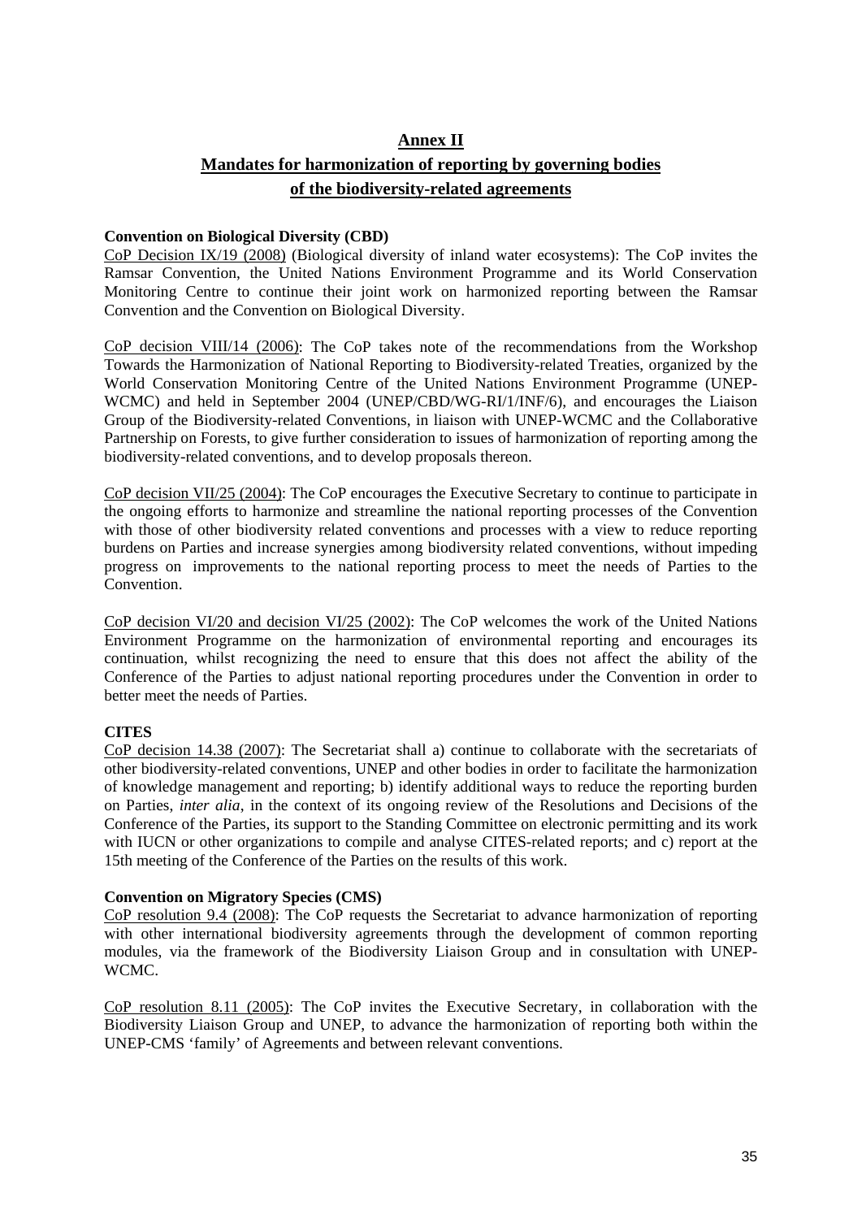# Annex II

## Mandates for harmonization of reporting by governing bodies of the biodiversity-related agreements

**Convention on Biological Diversity (CBD)**

CoP Decision IX/19 (2008) (Biological diversity of inland water ecosystems): The CoP invites the Ramsar Convention, the United Nations Environment Programme and its World Conservation Monitoring Centre to continue their joint work on harmonized reporting between the Ramsar Convention and the Convention on Biological Diversity.

CoP decision VIII/14 (2006): The CoP takes note of the recommendations from the Workshop Towards the Harmonization of National Reporting to Biodiversity-related Treaties, organized by the World Conservation Monitoring Centre of the United Nations Environment Programme (UNEP-WCMC) and held in September 2004 (UNEP/CBD/WG-RI/1/INF/6), and encourages the Liaison Group of the Biodiversity-related Conventions, in liaison with UNEP-WCMC and the Collaborative Partnership on Forests, to give further consideration to issues of harmonization of reporting among the biodiversity-related conventions, and to develop proposals thereon.

CoP decision VII/25 (2004): The CoP encourages the Executive Secretary to continue to participate in the ongoing efforts to harmonize and streamline the national reporting processes of the Convention with those of other biodiversity related conventions and processes with a view to reduce reporting burdens on Parties and increase synergies among biodiversity related conventions, without impeding progress on improvements to the national reporting process to meet the needs of Parties to the Convention.

CoP decision VI/20 and decision VI/25 (2002): The CoP welcomes the work of the United Nations Environment Programme on the harmonization of environmental reporting and encourages its continuation, whilst recognizing the need to ensure that this does not affect the ability of the Conference of the Parties to adjust national reporting procedures under the Convention in order to better meet the needs of Parties.

**CITES**

CoP decision 14.38 (2007): The Secretariat shall a) continue to collaborate with the secretariats of other biodiversity-related conventions, UNEP and other bodies in order to facilitate the harmonization of knowledge management and reporting; b) identify additional ways to reduce the reporting burden on Parties, *inter alia*, in the context of its ongoing review of the Resolutions and Decisions of the Conference of the Parties, its support to the Standing Committee on electronic permitting and its work with IUCN or other organizations to compile and analyse CITES-related reports; and c) report at the 15th meeting of the Conference of the Parties on the results of this work.

**Convention on Migratory Species (CMS)**

CoP resolution 9.4 (2008): The CoP requests the Secretariat to advance harmonization of reporting with other international biodiversity agreements through the development of common reporting modules, via the framework of the Biodiversity Liaison Group and in consultation with UNEP-WCMC.

CoP resolution 8.11 (2005): The CoP invites the Executive Secretary, in collaboration with the Biodiversity Liaison Group and UNEP, to advance the harmonization of reporting both within the UNEP-CMS 'family' of Agreements and between relevant conventions.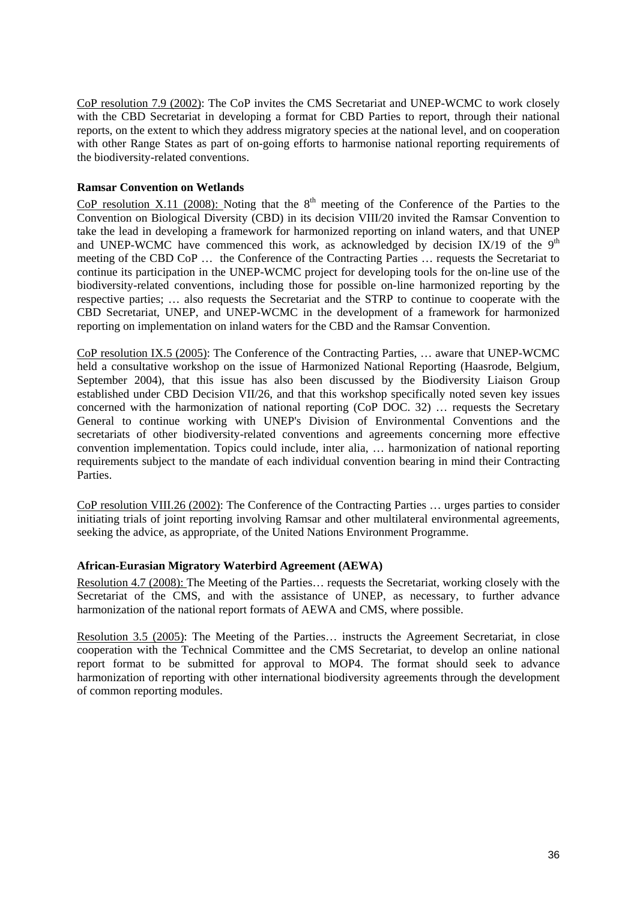CoP resolution 7.9 (2002): The CoP invites the CMS Secretariat and UNEP-WCMC to work closely with the CBD Secretariat in developing a format for CBD Parties to report, through their national reports, on the extent to which they address migratory species at the national level, and on cooperation with other Range States as part of on-going efforts to harmonise national reporting requirements of the biodiversity-related conventions.

**Ramsar Convention on Wetlands**

CoP resolution X.11 (2008): Noting that the 8th meeting of the Conference of the Parties to the Convention on Biological Diversity (CBD) in its decision VIII/20 invited the Ramsar Convention to take the lead in developing a framework for harmonized reporting on inland waters, and that UNEP and UNEP-WCMC have commenced this work, as acknowledged by decision IX/19 of the 9th meeting of the CBD CoP … the Conference of the Contracting Parties … requests the Secretariat to continue its participation in the UNEP-WCMC project for developing tools for the on-line use of the biodiversity-related conventions, including those for possible on-line harmonized reporting by the respective parties; … also requests the Secretariat and the STRP to continue to cooperate with the CBD Secretariat, UNEP, and UNEP-WCMC in the development of a framework for harmonized reporting on implementation on inland waters for the CBD and the Ramsar Convention.

CoP resolution IX.5 (2005): The Conference of the Contracting Parties, … aware that UNEP-WCMC held a consultative workshop on the issue of Harmonized National Reporting (Haasrode, Belgium, September 2004), that this issue has also been discussed by the Biodiversity Liaison Group established under CBD Decision VII/26, and that this workshop specifically noted seven key issues concerned with the harmonization of national reporting (CoP DOC. 32) … requests the Secretary General to continue working with UNEP's Division of Environmental Conventions and the secretariats of other biodiversity-related conventions and agreements concerning more effective convention implementation. Topics could include, inter alia, … harmonization of national reporting requirements subject to the mandate of each individual convention bearing in mind their Contracting Parties.

CoP resolution VIII.26 (2002): The Conference of the Contracting Parties … urges parties to consider initiating trials of joint reporting involving Ramsar and other multilateral environmental agreements, seeking the advice, as appropriate, of the United Nations Environment Programme.

**African-Eurasian Migratory Waterbird Agreement (AEWA)**

Resolution 4.7 (2008): The Meeting of the Parties… requests the Secretariat, working closely with the Secretariat of the CMS, and with the assistance of UNEP, as necessary, to further advance harmonization of the national report formats of AEWA and CMS, where possible.

Resolution 3.5 (2005): The Meeting of the Parties… instructs the Agreement Secretariat, in close cooperation with the Technical Committee and the CMS Secretariat, to develop an online national report format to be submitted for approval to MOP4. The format should seek to advance harmonization of reporting with other international biodiversity agreements through the development of common reporting modules.